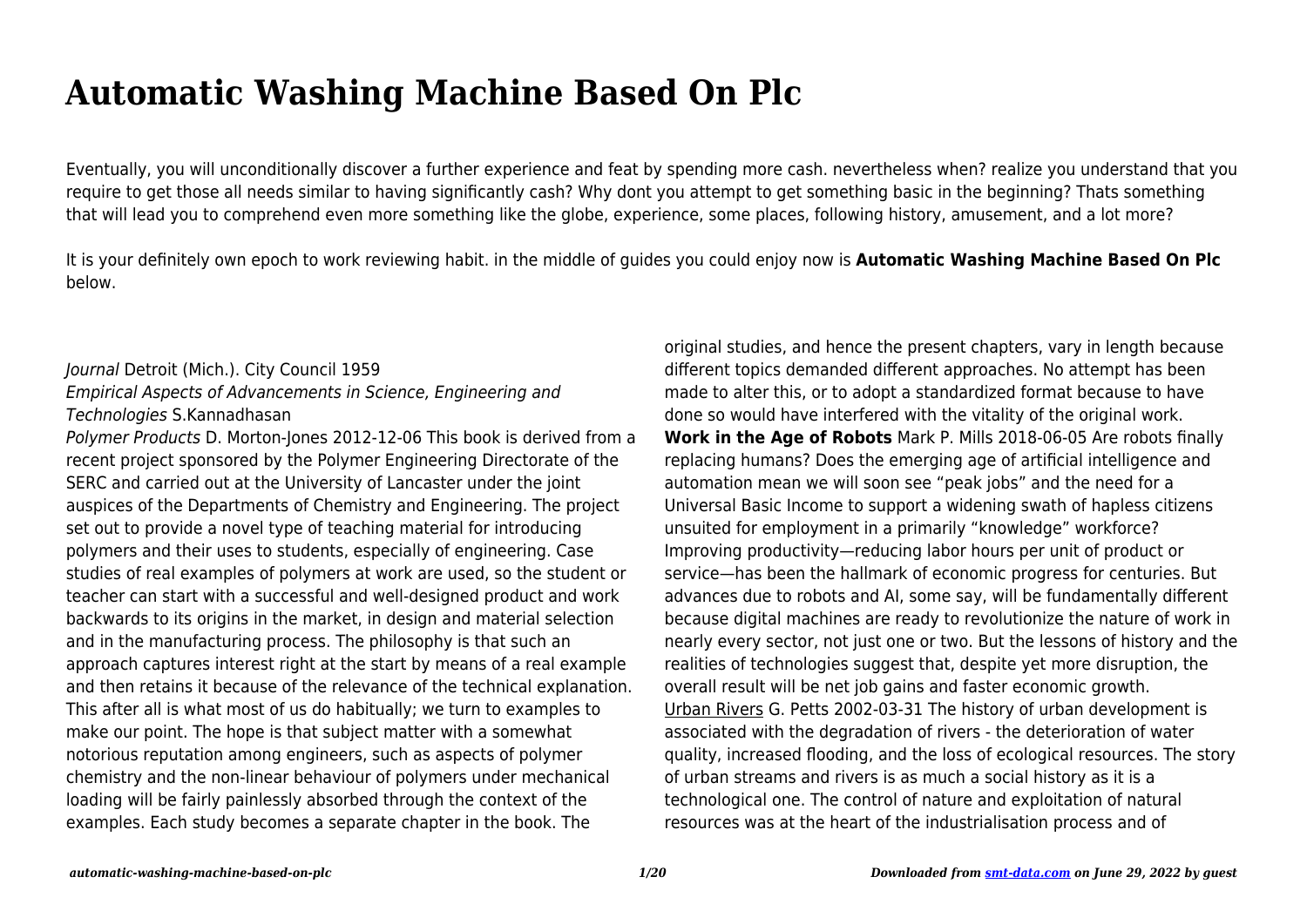# Automatic Washing Machine Based On Plc

Eventually, you will unconditionally discover a further experience and feat by spending more cash. nevertheless when? realize you understand that you require to get those all needs similar to having significantly cash? Why dont you attempt to get something basic in the beginning? Thats something that will lead you to comprehend even more something like the globe, experience, some places, following history, amusement, and a lot more?

It is your definitely own epoch to work reviewing habit. in the middle of guides you could enjoy now is **Automatic Washing Machine Based On Plc** below.

*Journal* Detroit (Mich.). City Council 1959

*Empirical Aspects of Advancements in Science, Engineering and Technologies* S.Kannadhasan

*Polymer Products* D. Morton-Jones 2012-12-06 This book is derived from a recent project sponsored by the Polymer Engineering Directorate of the SERC and carried out at the University of Lancaster under the joint auspices of the Departments of Chemistry and Engineering. The project set out to provide a novel type of teaching material for introducing polymers and their uses to students, especially of engineering. Case studies of real examples of polymers at work are used, so the student or teacher can start with a successful and well-designed product and work backwards to its origins in the market, in design and material selection and in the manufacturing process. The philosophy is that such an approach captures interest right at the start by means of a real example and then retains it because of the relevance of the technical explanation. This after all is what most of us do habitually; we turn to examples to make our point. The hope is that subject matter with a somewhat notorious reputation among engineers, such as aspects of polymer chemistry and the non-linear behaviour of polymers under mechanical loading will be fairly painlessly absorbed through the context of the examples. Each study becomes a separate chapter in the book. The original studies, and hence the present chapters, vary in length because different topics demanded different approaches. No attempt has been made to alter this, or to adopt a standardized format because to have done so would have interfered with the vitality of the original work.

**Work in the Age of Robots** Mark P. Mills 2018-06-05 Are robots finally replacing humans? Does the emerging age of artificial intelligence and automation mean we will soon see "peak jobs" and the need for a Universal Basic Income to support a widening swath of hapless citizens unsuited for employment in a primarily "knowledge" workforce? Improving productivity—reducing labor hours per unit of product or service—has been the hallmark of economic progress for centuries. But advances due to robots and AI, some say, will be fundamentally different because digital machines are ready to revolutionize the nature of work in nearly every sector, not just one or two. But the lessons of history and the realities of technologies suggest that, despite yet more disruption, the overall result will be net job gains and faster economic growth.

Urban Rivers G. Petts 2002-03-31 The history of urban development is associated with the degradation of rivers - the deterioration of water quality, increased flooding, and the loss of ecological resources. The story of urban streams and rivers is as much a social history as it is a technological one. The control of nature and exploitation of natural resources was at the heart of the industrialisation process and of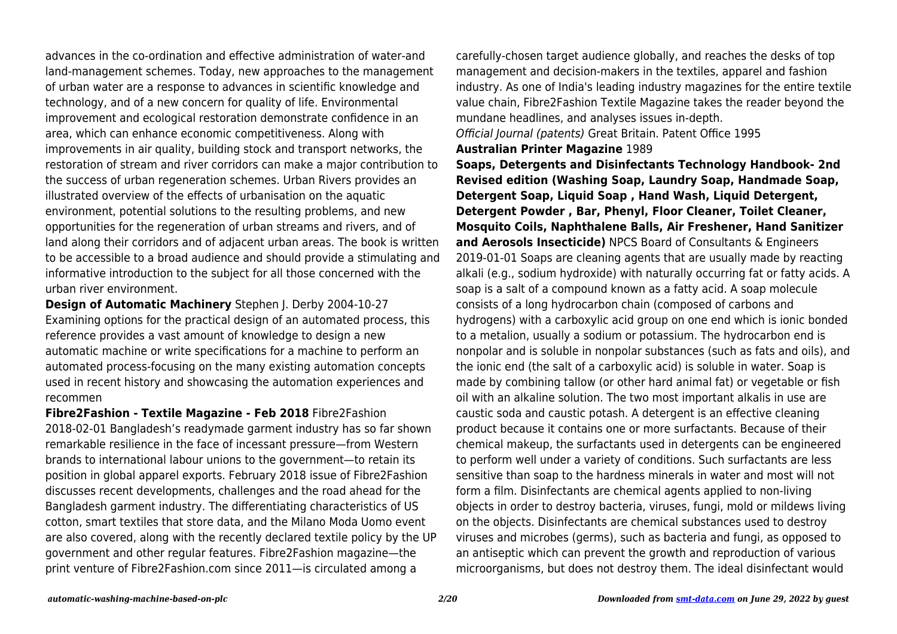advances in the co-ordination and effective administration of water-and land-management schemes. Today, new approaches to the management of urban water are a response to advances in scientific knowledge and technology, and of a new concern for quality of life. Environmental improvement and ecological restoration demonstrate confidence in an area, which can enhance economic competitiveness. Along with improvements in air quality, building stock and transport networks, the restoration of stream and river corridors can make a major contribution to the success of urban regeneration schemes. Urban Rivers provides an illustrated overview of the effects of urbanisation on the aquatic environment, potential solutions to the resulting problems, and new opportunities for the regeneration of urban streams and rivers, and of land along their corridors and of adjacent urban areas. The book is written to be accessible to a broad audience and should provide a stimulating and informative introduction to the subject for all those concerned with the urban river environment.

**Design of Automatic Machinery** Stephen J. Derby 2004-10-27 Examining options for the practical design of an automated process, this reference provides a vast amount of knowledge to design a new automatic machine or write specifications for a machine to perform an automated process-focusing on the many existing automation concepts used in recent history and showcasing the automation experiences and recommen

**Fibre2Fashion - Textile Magazine - Feb 2018** Fibre2Fashion 2018-02-01 Bangladesh's readymade garment industry has so far shown remarkable resilience in the face of incessant pressure—from Western brands to international labour unions to the government—to retain its position in global apparel exports. February 2018 issue of Fibre2Fashion discusses recent developments, challenges and the road ahead for the Bangladesh garment industry. The differentiating characteristics of US cotton, smart textiles that store data, and the Milano Moda Uomo event are also covered, along with the recently declared textile policy by the UP government and other regular features. Fibre2Fashion magazine—the print venture of Fibre2Fashion.com since 2011—is circulated among a carefully-chosen target audience globally, and reaches the desks of top management and decision-makers in the textiles, apparel and fashion industry. As one of India's leading industry magazines for the entire textile value chain, Fibre2Fashion Textile Magazine takes the reader beyond the mundane headlines, and analyses issues in-depth.

*Official Journal (patents)* Great Britain. Patent Office 1995

**Australian Printer Magazine** 1989

**Soaps, Detergents and Disinfectants Technology Handbook- 2nd Revised edition (Washing Soap, Laundry Soap, Handmade Soap, Detergent Soap, Liquid Soap , Hand Wash, Liquid Detergent, Detergent Powder , Bar, Phenyl, Floor Cleaner, Toilet Cleaner, Mosquito Coils, Naphthalene Balls, Air Freshener, Hand Sanitizer and Aerosols Insecticide)** NPCS Board of Consultants & Engineers 2019-01-01 Soaps are cleaning agents that are usually made by reacting alkali (e.g., sodium hydroxide) with naturally occurring fat or fatty acids. A soap is a salt of a compound known as a fatty acid. A soap molecule consists of a long hydrocarbon chain (composed of carbons and hydrogens) with a carboxylic acid group on one end which is ionic bonded to a metalion, usually a sodium or potassium. The hydrocarbon end is nonpolar and is soluble in nonpolar substances (such as fats and oils), and the ionic end (the salt of a carboxylic acid) is soluble in water. Soap is made by combining tallow (or other hard animal fat) or vegetable or fish oil with an alkaline solution. The two most important alkalis in use are caustic soda and caustic potash. A detergent is an effective cleaning product because it contains one or more surfactants. Because of their chemical makeup, the surfactants used in detergents can be engineered to perform well under a variety of conditions. Such surfactants are less sensitive than soap to the hardness minerals in water and most will not form a film. Disinfectants are chemical agents applied to non-living objects in order to destroy bacteria, viruses, fungi, mold or mildews living on the objects. Disinfectants are chemical substances used to destroy viruses and microbes (germs), such as bacteria and fungi, as opposed to an antiseptic which can prevent the growth and reproduction of various microorganisms, but does not destroy them. The ideal disinfectant would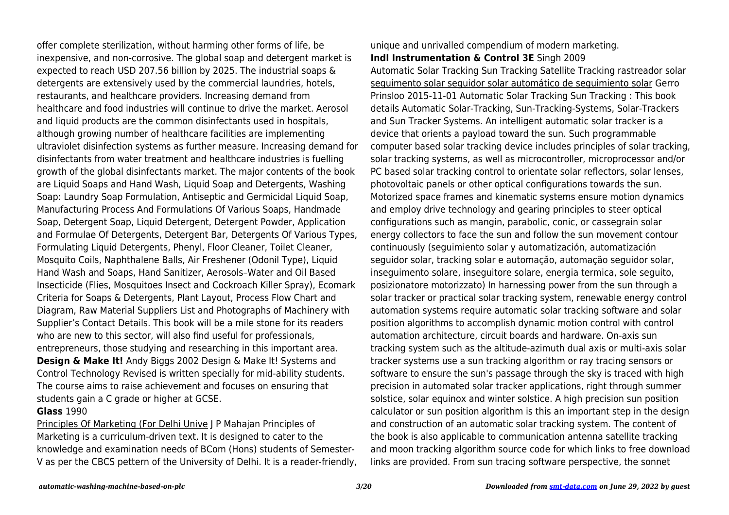offer complete sterilization, without harming other forms of life, be inexpensive, and non-corrosive. The global soap and detergent market is expected to reach USD 207.56 billion by 2025. The industrial soaps & detergents are extensively used by the commercial laundries, hotels, restaurants, and healthcare providers. Increasing demand from healthcare and food industries will continue to drive the market. Aerosol and liquid products are the common disinfectants used in hospitals, although growing number of healthcare facilities are implementing ultraviolet disinfection systems as further measure. Increasing demand for disinfectants from water treatment and healthcare industries is fuelling growth of the global disinfectants market. The major contents of the book are Liquid Soaps and Hand Wash, Liquid Soap and Detergents, Washing Soap: Laundry Soap Formulation, Antiseptic and Germicidal Liquid Soap, Manufacturing Process And Formulations Of Various Soaps, Handmade Soap, Detergent Soap, Liquid Detergent, Detergent Powder, Application and Formulae Of Detergents, Detergent Bar, Detergents Of Various Types, Formulating Liquid Detergents, Phenyl, Floor Cleaner, Toilet Cleaner, Mosquito Coils, Naphthalene Balls, Air Freshener (Odonil Type), Liquid Hand Wash and Soaps, Hand Sanitizer, Aerosols–Water and Oil Based Insecticide (Flies, Mosquitoes Insect and Cockroach Killer Spray), Ecomark Criteria for Soaps & Detergents, Plant Layout, Process Flow Chart and Diagram, Raw Material Suppliers List and Photographs of Machinery with Supplier's Contact Details. This book will be a mile stone for its readers who are new to this sector, will also find useful for professionals, entrepreneurs, those studying and researching in this important area.

**Design & Make It!** Andy Biggs 2002 Design & Make It! Systems and Control Technology Revised is written specially for mid-ability students. The course aims to raise achievement and focuses on ensuring that students gain a C grade or higher at GCSE.

**Glass** 1990

Principles Of Marketing (For Delhi Unive J P Mahajan Principles of Marketing is a curriculum-driven text. It is designed to cater to the knowledge and examination needs of BCom (Hons) students of Semester-V as per the CBCS pettern of the University of Delhi. It is a reader-friendly, unique and unrivalled compendium of modern marketing.

**Indl Instrumentation & Control 3E** Singh 2009

Automatic Solar Tracking Sun Tracking Satellite Tracking rastreador solar seguimento solar seguidor solar automático de seguimiento solar Gerro Prinsloo 2015-11-01 Automatic Solar Tracking Sun Tracking : This book details Automatic Solar-Tracking, Sun-Tracking-Systems, Solar-Trackers and Sun Tracker Systems. An intelligent automatic solar tracker is a device that orients a payload toward the sun. Such programmable computer based solar tracking device includes principles of solar tracking, solar tracking systems, as well as microcontroller, microprocessor and/or PC based solar tracking control to orientate solar reflectors, solar lenses, photovoltaic panels or other optical configurations towards the sun. Motorized space frames and kinematic systems ensure motion dynamics and employ drive technology and gearing principles to steer optical configurations such as mangin, parabolic, conic, or cassegrain solar energy collectors to face the sun and follow the sun movement contour continuously (seguimiento solar y automatización, automatización seguidor solar, tracking solar e automação, automação seguidor solar, inseguimento solare, inseguitore solare, energia termica, sole seguito, posizionatore motorizzato) In harnessing power from the sun through a solar tracker or practical solar tracking system, renewable energy control automation systems require automatic solar tracking software and solar position algorithms to accomplish dynamic motion control with control automation architecture, circuit boards and hardware. On-axis sun tracking system such as the altitude-azimuth dual axis or multi-axis solar tracker systems use a sun tracking algorithm or ray tracing sensors or software to ensure the sun's passage through the sky is traced with high precision in automated solar tracker applications, right through summer solstice, solar equinox and winter solstice. A high precision sun position calculator or sun position algorithm is this an important step in the design and construction of an automatic solar tracking system. The content of the book is also applicable to communication antenna satellite tracking and moon tracking algorithm source code for which links to free download links are provided. From sun tracing software perspective, the sonnet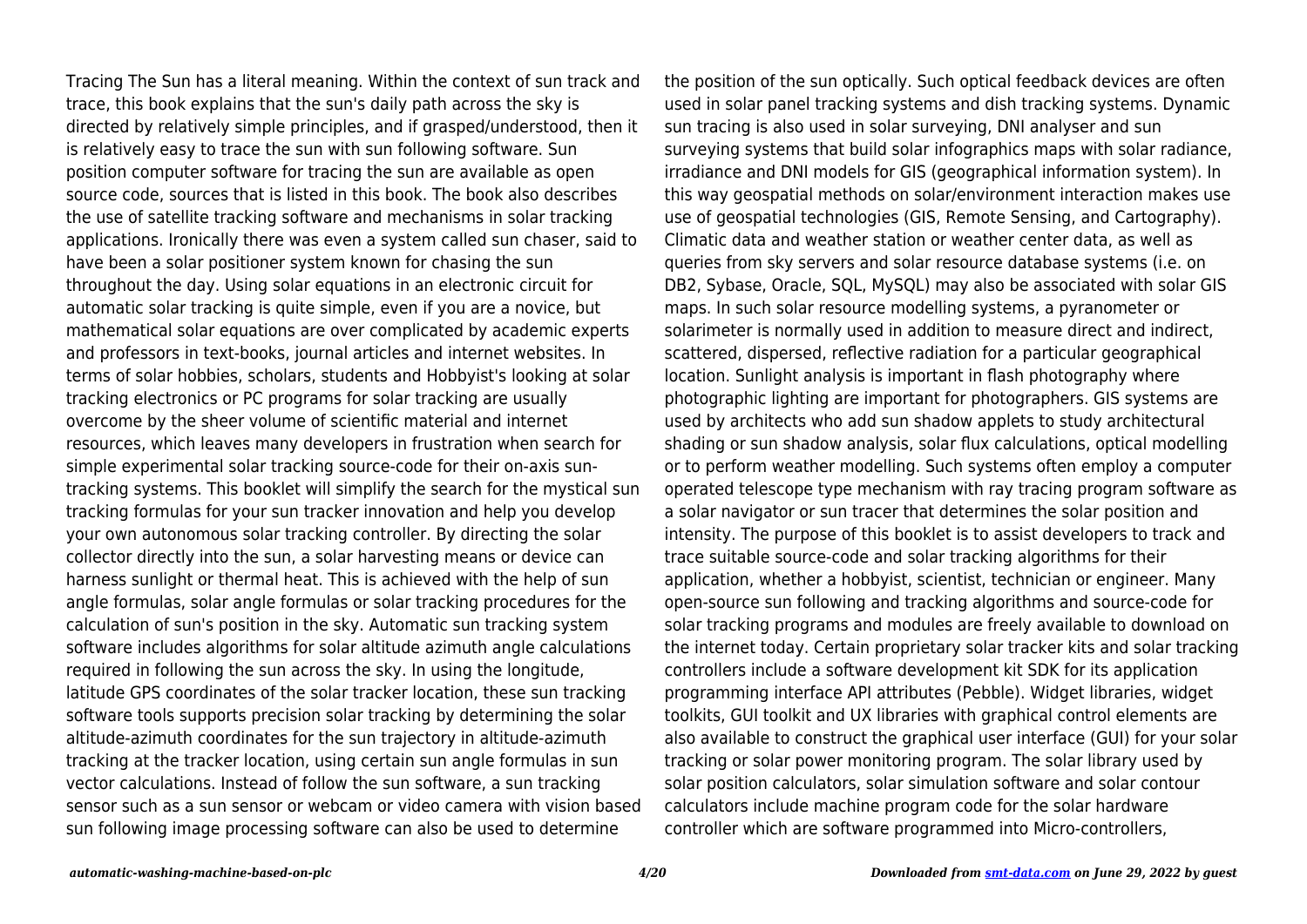Tracing The Sun has a literal meaning. Within the context of sun track and trace, this book explains that the sun's daily path across the sky is directed by relatively simple principles, and if grasped/understood, then it is relatively easy to trace the sun with sun following software. Sun position computer software for tracing the sun are available as open source code, sources that is listed in this book. The book also describes the use of satellite tracking software and mechanisms in solar tracking applications. Ironically there was even a system called sun chaser, said to have been a solar positioner system known for chasing the sun throughout the day. Using solar equations in an electronic circuit for automatic solar tracking is quite simple, even if you are a novice, but mathematical solar equations are over complicated by academic experts and professors in text-books, journal articles and internet websites. In terms of solar hobbies, scholars, students and Hobbyist's looking at solar tracking electronics or PC programs for solar tracking are usually overcome by the sheer volume of scientific material and internet resources, which leaves many developers in frustration when search for simple experimental solar tracking source-code for their on-axis sun-tracking systems. This booklet will simplify the search for the mystical sun tracking formulas for your sun tracker innovation and help you develop your own autonomous solar tracking controller. By directing the solar collector directly into the sun, a solar harvesting means or device can harness sunlight or thermal heat. This is achieved with the help of sun angle formulas, solar angle formulas or solar tracking procedures for the calculation of sun's position in the sky. Automatic sun tracking system software includes algorithms for solar altitude azimuth angle calculations required in following the sun across the sky. In using the longitude, latitude GPS coordinates of the solar tracker location, these sun tracking software tools supports precision solar tracking by determining the solar altitude-azimuth coordinates for the sun trajectory in altitude-azimuth tracking at the tracker location, using certain sun angle formulas in sun vector calculations. Instead of follow the sun software, a sun tracking sensor such as a sun sensor or webcam or video camera with vision based sun following image processing software can also be used to determine the position of the sun optically. Such optical feedback devices are often used in solar panel tracking systems and dish tracking systems. Dynamic sun tracing is also used in solar surveying, DNI analyser and sun surveying systems that build solar infographics maps with solar radiance, irradiance and DNI models for GIS (geographical information system). In this way geospatial methods on solar/environment interaction makes use use of geospatial technologies (GIS, Remote Sensing, and Cartography). Climatic data and weather station or weather center data, as well as queries from sky servers and solar resource database systems (i.e. on DB2, Sybase, Oracle, SQL, MySQL) may also be associated with solar GIS maps. In such solar resource modelling systems, a pyranometer or solarimeter is normally used in addition to measure direct and indirect, scattered, dispersed, reflective radiation for a particular geographical location. Sunlight analysis is important in flash photography where photographic lighting are important for photographers. GIS systems are used by architects who add sun shadow applets to study architectural shading or sun shadow analysis, solar flux calculations, optical modelling or to perform weather modelling. Such systems often employ a computer operated telescope type mechanism with ray tracing program software as a solar navigator or sun tracer that determines the solar position and intensity. The purpose of this booklet is to assist developers to track and trace suitable source-code and solar tracking algorithms for their application, whether a hobbyist, scientist, technician or engineer. Many open-source sun following and tracking algorithms and source-code for solar tracking programs and modules are freely available to download on the internet today. Certain proprietary solar tracker kits and solar tracking controllers include a software development kit SDK for its application programming interface API attributes (Pebble). Widget libraries, widget toolkits, GUI toolkit and UX libraries with graphical control elements are also available to construct the graphical user interface (GUI) for your solar tracking or solar power monitoring program. The solar library used by solar position calculators, solar simulation software and solar contour calculators include machine program code for the solar hardware controller which are software programmed into Micro-controllers,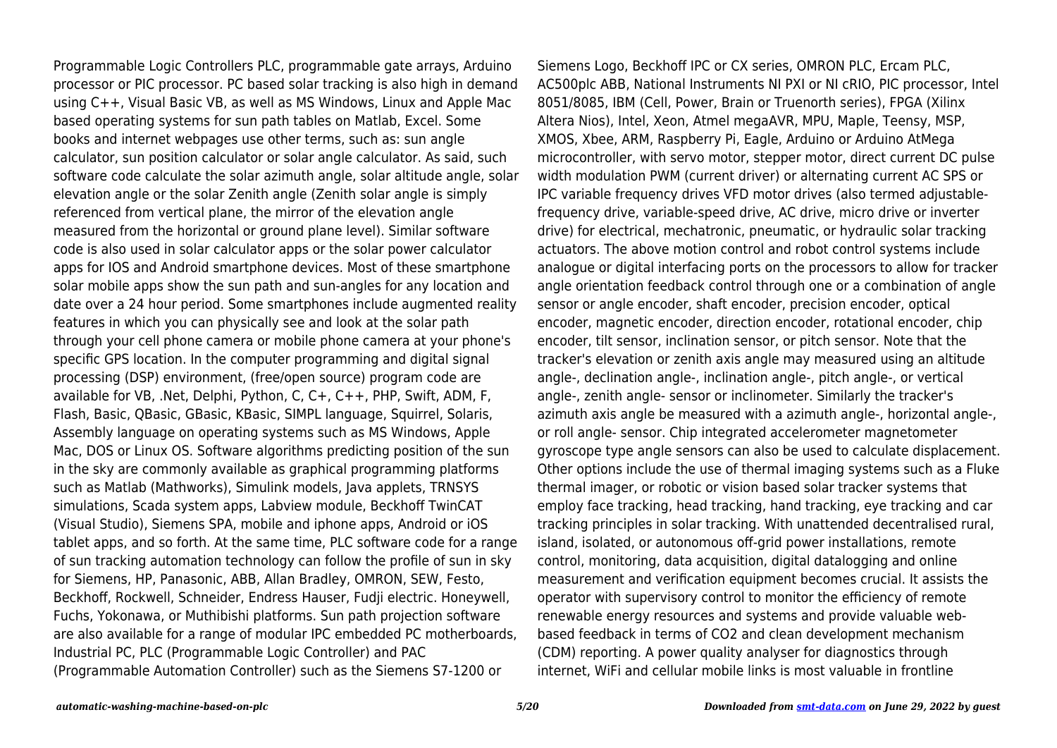Programmable Logic Controllers PLC, programmable gate arrays, Arduino processor or PIC processor. PC based solar tracking is also high in demand using C++, Visual Basic VB, as well as MS Windows, Linux and Apple Mac based operating systems for sun path tables on Matlab, Excel. Some books and internet webpages use other terms, such as: sun angle calculator, sun position calculator or solar angle calculator. As said, such software code calculate the solar azimuth angle, solar altitude angle, solar elevation angle or the solar Zenith angle (Zenith solar angle is simply referenced from vertical plane, the mirror of the elevation angle measured from the horizontal or ground plane level). Similar software code is also used in solar calculator apps or the solar power calculator apps for IOS and Android smartphone devices. Most of these smartphone solar mobile apps show the sun path and sun-angles for any location and date over a 24 hour period. Some smartphones include augmented reality features in which you can physically see and look at the solar path through your cell phone camera or mobile phone camera at your phone's specific GPS location. In the computer programming and digital signal processing (DSP) environment, (free/open source) program code are available for VB, .Net, Delphi, Python, C, C+, C++, PHP, Swift, ADM, F, Flash, Basic, QBasic, GBasic, KBasic, SIMPL language, Squirrel, Solaris, Assembly language on operating systems such as MS Windows, Apple Mac, DOS or Linux OS. Software algorithms predicting position of the sun in the sky are commonly available as graphical programming platforms such as Matlab (Mathworks), Simulink models, Java applets, TRNSYS simulations, Scada system apps, Labview module, Beckhoff TwinCAT (Visual Studio), Siemens SPA, mobile and iphone apps, Android or iOS tablet apps, and so forth. At the same time, PLC software code for a range of sun tracking automation technology can follow the profile of sun in sky for Siemens, HP, Panasonic, ABB, Allan Bradley, OMRON, SEW, Festo, Beckhoff, Rockwell, Schneider, Endress Hauser, Fudji electric. Honeywell, Fuchs, Yokonawa, or Muthibishi platforms. Sun path projection software are also available for a range of modular IPC embedded PC motherboards, Industrial PC, PLC (Programmable Logic Controller) and PAC (Programmable Automation Controller) such as the Siemens S7-1200 or Siemens Logo, Beckhoff IPC or CX series, OMRON PLC, Ercam PLC, AC500plc ABB, National Instruments NI PXI or NI cRIO, PIC processor, Intel 8051/8085, IBM (Cell, Power, Brain or Truenorth series), FPGA (Xilinx Altera Nios), Intel, Xeon, Atmel megaAVR, MPU, Maple, Teensy, MSP, XMOS, Xbee, ARM, Raspberry Pi, Eagle, Arduino or Arduino AtMega microcontroller, with servo motor, stepper motor, direct current DC pulse width modulation PWM (current driver) or alternating current AC SPS or IPC variable frequency drives VFD motor drives (also termed adjustable-frequency drive, variable-speed drive, AC drive, micro drive or inverter drive) for electrical, mechatronic, pneumatic, or hydraulic solar tracking actuators. The above motion control and robot control systems include analogue or digital interfacing ports on the processors to allow for tracker angle orientation feedback control through one or a combination of angle sensor or angle encoder, shaft encoder, precision encoder, optical encoder, magnetic encoder, direction encoder, rotational encoder, chip encoder, tilt sensor, inclination sensor, or pitch sensor. Note that the tracker's elevation or zenith axis angle may measured using an altitude angle-, declination angle-, inclination angle-, pitch angle-, or vertical angle-, zenith angle- sensor or inclinometer. Similarly the tracker's azimuth axis angle be measured with a azimuth angle-, horizontal angle-, or roll angle- sensor. Chip integrated accelerometer magnetometer gyroscope type angle sensors can also be used to calculate displacement. Other options include the use of thermal imaging systems such as a Fluke thermal imager, or robotic or vision based solar tracker systems that employ face tracking, head tracking, hand tracking, eye tracking and car tracking principles in solar tracking. With unattended decentralised rural, island, isolated, or autonomous off-grid power installations, remote control, monitoring, data acquisition, digital datalogging and online measurement and verification equipment becomes crucial. It assists the operator with supervisory control to monitor the efficiency of remote renewable energy resources and systems and provide valuable web-based feedback in terms of $CO_2$ and clean development mechanism (CDM) reporting. A power quality analyser for diagnostics through internet, WiFi and cellular mobile links is most valuable in frontline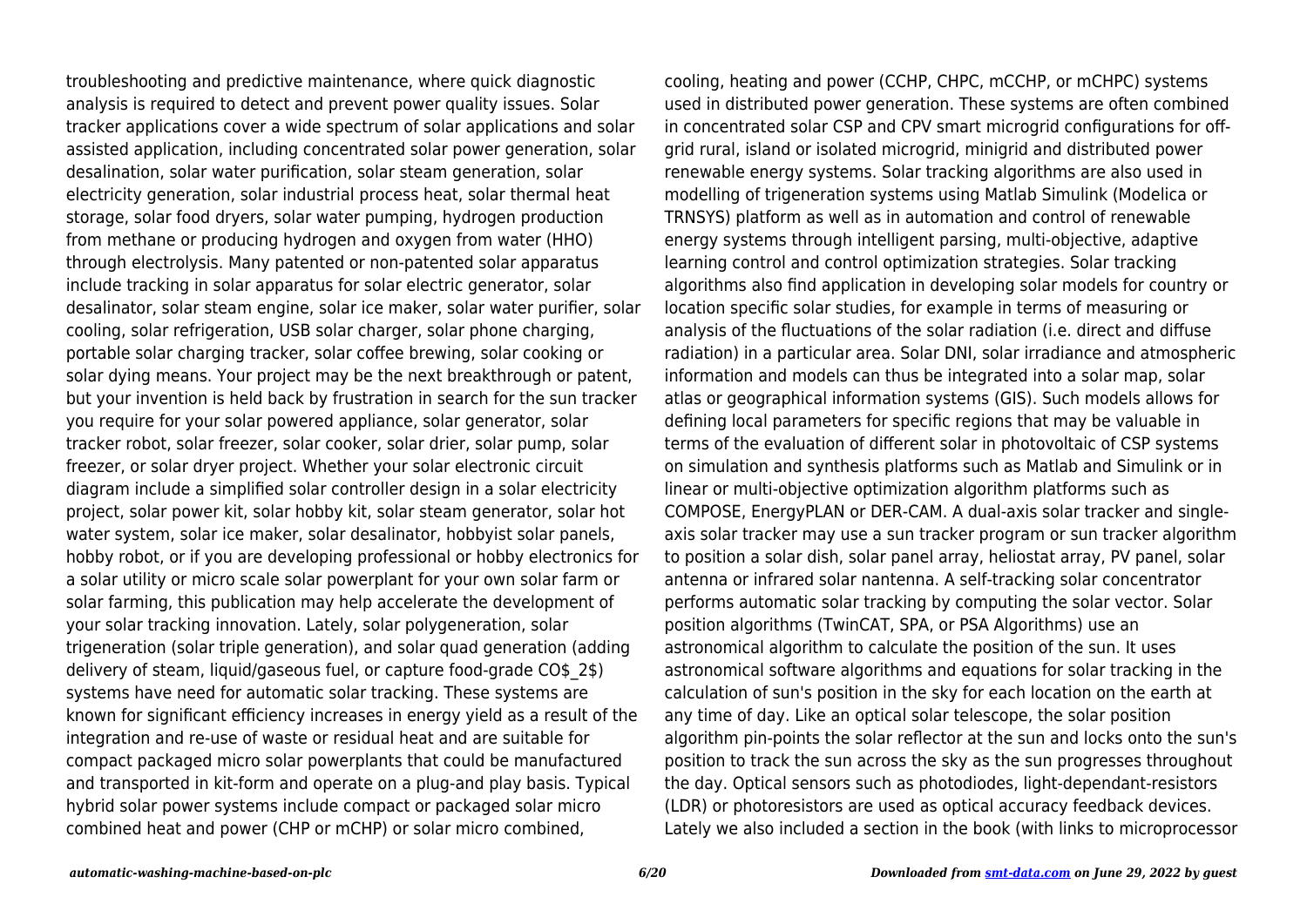troubleshooting and predictive maintenance, where quick diagnostic analysis is required to detect and prevent power quality issues. Solar tracker applications cover a wide spectrum of solar applications and solar assisted application, including concentrated solar power generation, solar desalination, solar water purification, solar steam generation, solar electricity generation, solar industrial process heat, solar thermal heat storage, solar food dryers, solar water pumping, hydrogen production from methane or producing hydrogen and oxygen from water (HHO) through electrolysis. Many patented or non-patented solar apparatus include tracking in solar apparatus for solar electric generator, solar desalinator, solar steam engine, solar ice maker, solar water purifier, solar cooling, solar refrigeration, USB solar charger, solar phone charging, portable solar charging tracker, solar coffee brewing, solar cooking or solar dying means. Your project may be the next breakthrough or patent, but your invention is held back by frustration in search for the sun tracker you require for your solar powered appliance, solar generator, solar tracker robot, solar freezer, solar cooker, solar drier, solar pump, solar freezer, or solar dryer project. Whether your solar electronic circuit diagram include a simplified solar controller design in a solar electricity project, solar power kit, solar hobby kit, solar steam generator, solar hot water system, solar ice maker, solar desalinator, hobbyist solar panels, hobby robot, or if you are developing professional or hobby electronics for a solar utility or micro scale solar powerplant for your own solar farm or solar farming, this publication may help accelerate the development of your solar tracking innovation. Lately, solar polygeneration, solar trigeneration (solar triple generation), and solar quad generation (adding delivery of steam, liquid/gaseous fuel, or capture food-grade $CO_2$) systems have need for automatic solar tracking. These systems are known for significant efficiency increases in energy yield as a result of the integration and re-use of waste or residual heat and are suitable for compact packaged micro solar powerplants that could be manufactured and transported in kit-form and operate on a plug-and play basis. Typical hybrid solar power systems include compact or packaged solar micro combined heat and power (CHP or mCHP) or solar micro combined, cooling, heating and power (CCHP, CHPC, mCCHP, or mCHPC) systems used in distributed power generation. These systems are often combined in concentrated solar CSP and CPV smart microgrid configurations for off-grid rural, island or isolated microgrid, minigrid and distributed power renewable energy systems. Solar tracking algorithms are also used in modelling of trigeneration systems using Matlab Simulink (Modelica or TRNSYS) platform as well as in automation and control of renewable energy systems through intelligent parsing, multi-objective, adaptive learning control and control optimization strategies. Solar tracking algorithms also find application in developing solar models for country or location specific solar studies, for example in terms of measuring or analysis of the fluctuations of the solar radiation (i.e. direct and diffuse radiation) in a particular area. Solar DNI, solar irradiance and atmospheric information and models can thus be integrated into a solar map, solar atlas or geographical information systems (GIS). Such models allows for defining local parameters for specific regions that may be valuable in terms of the evaluation of different solar in photovoltaic of CSP systems on simulation and synthesis platforms such as Matlab and Simulink or in linear or multi-objective optimization algorithm platforms such as COMPOSE, EnergyPLAN or DER-CAM. A dual-axis solar tracker and single-axis solar tracker may use a sun tracker program or sun tracker algorithm to position a solar dish, solar panel array, heliostat array, PV panel, solar antenna or infrared solar nantenna. A self-tracking solar concentrator performs automatic solar tracking by computing the solar vector. Solar position algorithms (TwinCAT, SPA, or PSA Algorithms) use an astronomical algorithm to calculate the position of the sun. It uses astronomical software algorithms and equations for solar tracking in the calculation of sun's position in the sky for each location on the earth at any time of day. Like an optical solar telescope, the solar position algorithm pin-points the solar reflector at the sun and locks onto the sun's position to track the sun across the sky as the sun progresses throughout the day. Optical sensors such as photodiodes, light-dependant-resistors (LDR) or photoresistors are used as optical accuracy feedback devices. Lately we also included a section in the book (with links to microprocessor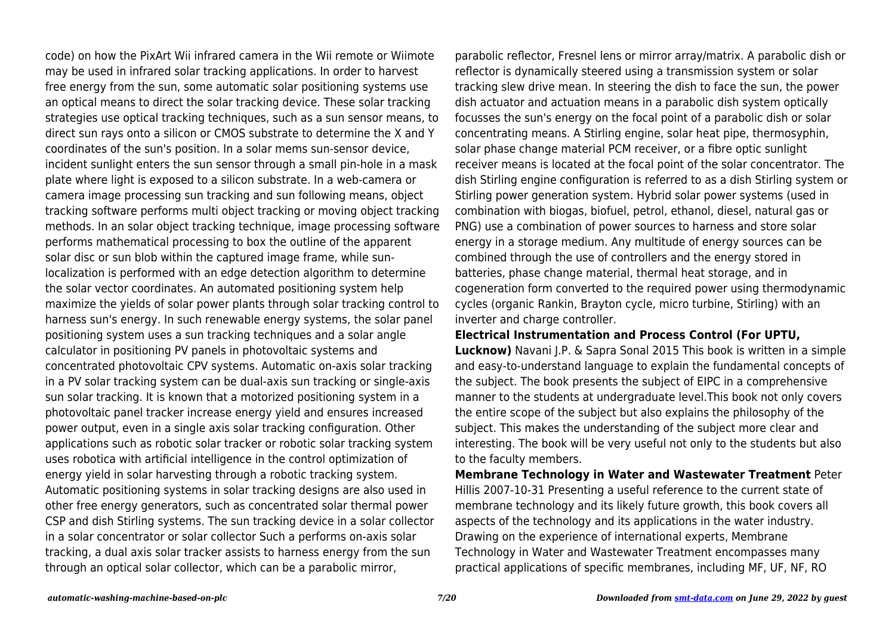code) on how the PixArt Wii infrared camera in the Wii remote or Wiimote may be used in infrared solar tracking applications. In order to harvest free energy from the sun, some automatic solar positioning systems use an optical means to direct the solar tracking device. These solar tracking strategies use optical tracking techniques, such as a sun sensor means, to direct sun rays onto a silicon or CMOS substrate to determine the X and Y coordinates of the sun's position. In a solar mems sun-sensor device, incident sunlight enters the sun sensor through a small pin-hole in a mask plate where light is exposed to a silicon substrate. In a web-camera or camera image processing sun tracking and sun following means, object tracking software performs multi object tracking or moving object tracking methods. In an solar object tracking technique, image processing software performs mathematical processing to box the outline of the apparent solar disc or sun blob within the captured image frame, while sun-localization is performed with an edge detection algorithm to determine the solar vector coordinates. An automated positioning system help maximize the yields of solar power plants through solar tracking control to harness sun's energy. In such renewable energy systems, the solar panel positioning system uses a sun tracking techniques and a solar angle calculator in positioning PV panels in photovoltaic systems and concentrated photovoltaic CPV systems. Automatic on-axis solar tracking in a PV solar tracking system can be dual-axis sun tracking or single-axis sun solar tracking. It is known that a motorized positioning system in a photovoltaic panel tracker increase energy yield and ensures increased power output, even in a single axis solar tracking configuration. Other applications such as robotic solar tracker or robotic solar tracking system uses robotica with artificial intelligence in the control optimization of energy yield in solar harvesting through a robotic tracking system. Automatic positioning systems in solar tracking designs are also used in other free energy generators, such as concentrated solar thermal power CSP and dish Stirling systems. The sun tracking device in a solar collector in a solar concentrator or solar collector Such a performs on-axis solar tracking, a dual axis solar tracker assists to harness energy from the sun through an optical solar collector, which can be a parabolic mirror, parabolic reflector, Fresnel lens or mirror array/matrix. A parabolic dish or reflector is dynamically steered using a transmission system or solar tracking slew drive mean. In steering the dish to face the sun, the power dish actuator and actuation means in a parabolic dish system optically focusses the sun's energy on the focal point of a parabolic dish or solar concentrating means. A Stirling engine, solar heat pipe, thermosyphin, solar phase change material PCM receiver, or a fibre optic sunlight receiver means is located at the focal point of the solar concentrator. The dish Stirling engine configuration is referred to as a dish Stirling system or Stirling power generation system. Hybrid solar power systems (used in combination with biogas, biofuel, petrol, ethanol, diesel, natural gas or PNG) use a combination of power sources to harness and store solar energy in a storage medium. Any multitude of energy sources can be combined through the use of controllers and the energy stored in batteries, phase change material, thermal heat storage, and in cogeneration form converted to the required power using thermodynamic cycles (organic Rankin, Brayton cycle, micro turbine, Stirling) with an inverter and charge controller.

**Electrical Instrumentation and Process Control (For UPTU, Lucknow)** Navani J.P. & Sapra Sonal 2015 This book is written in a simple and easy-to-understand language to explain the fundamental concepts of the subject. The book presents the subject of EIPC in a comprehensive manner to the students at undergraduate level.This book not only covers the entire scope of the subject but also explains the philosophy of the subject. This makes the understanding of the subject more clear and interesting. The book will be very useful not only to the students but also to the faculty members.

**Membrane Technology in Water and Wastewater Treatment** Peter Hillis 2007-10-31 Presenting a useful reference to the current state of membrane technology and its likely future growth, this book covers all aspects of the technology and its applications in the water industry. Drawing on the experience of international experts, Membrane Technology in Water and Wastewater Treatment encompasses many practical applications of specific membranes, including MF, UF, NF, RO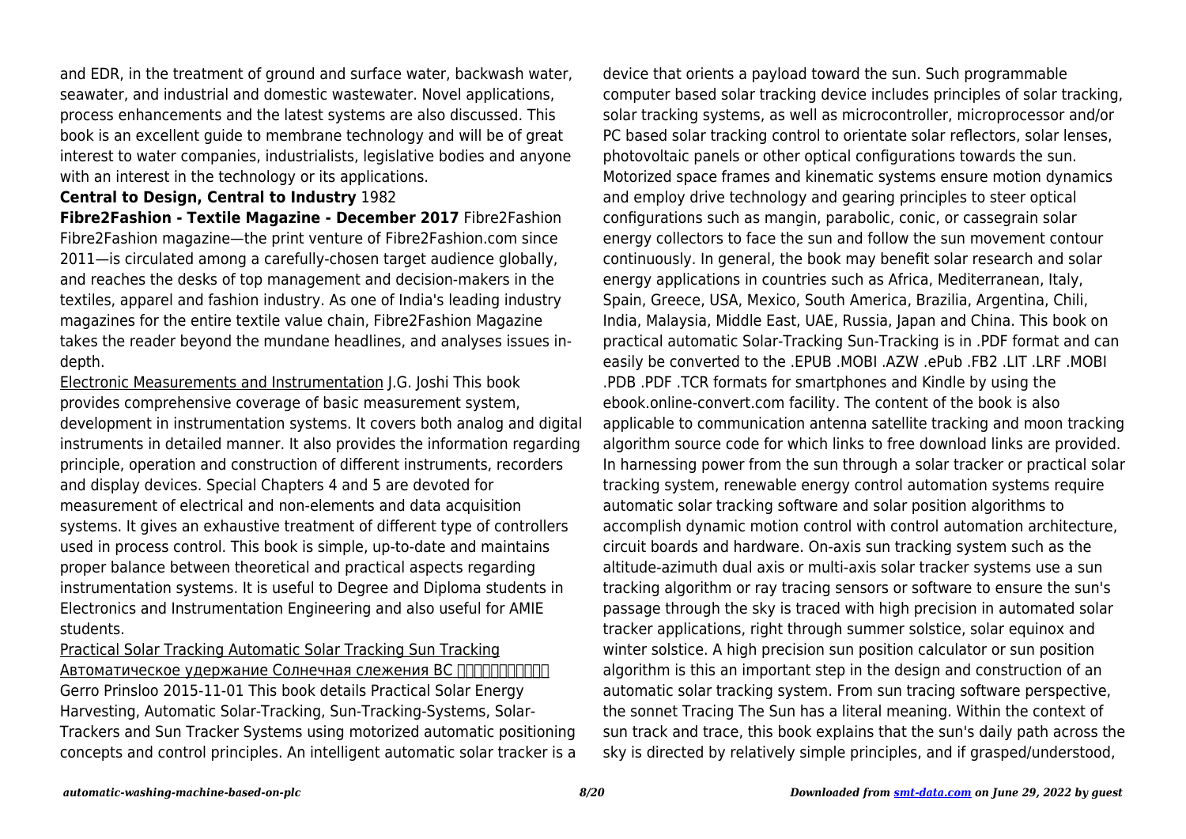and EDR, in the treatment of ground and surface water, backwash water, seawater, and industrial and domestic wastewater. Novel applications, process enhancements and the latest systems are also discussed. This book is an excellent guide to membrane technology and will be of great interest to water companies, industrialists, legislative bodies and anyone with an interest in the technology or its applications.

**Central to Design, Central to Industry** 1982

**Fibre2Fashion - Textile Magazine - December 2017** Fibre2Fashion Fibre2Fashion magazine—the print venture of Fibre2Fashion.com since 2011—is circulated among a carefully-chosen target audience globally, and reaches the desks of top management and decision-makers in the textiles, apparel and fashion industry. As one of India's leading industry magazines for the entire textile value chain, Fibre2Fashion Magazine takes the reader beyond the mundane headlines, and analyses issues in-depth.

Electronic Measurements and Instrumentation J.G. Joshi This book provides comprehensive coverage of basic measurement system, development in instrumentation systems. It covers both analog and digital instruments in detailed manner. It also provides the information regarding principle, operation and construction of different instruments, recorders and display devices. Special Chapters 4 and 5 are devoted for measurement of electrical and non-elements and data acquisition systems. It gives an exhaustive treatment of different type of controllers used in process control. This book is simple, up-to-date and maintains proper balance between theoretical and practical aspects regarding instrumentation systems. It is useful to Degree and Diploma students in Electronics and Instrumentation Engineering and also useful for AMIE students.

Practical Solar Tracking Automatic Solar Tracking Sun Tracking Автоматическое удержание Солнечная слежения ВС □□□□□□□□□ Gerro Prinsloo 2015-11-01 This book details Practical Solar Energy Harvesting, Automatic Solar-Tracking, Sun-Tracking-Systems, Solar-Trackers and Sun Tracker Systems using motorized automatic positioning concepts and control principles. An intelligent automatic solar tracker is a device that orients a payload toward the sun. Such programmable computer based solar tracking device includes principles of solar tracking, solar tracking systems, as well as microcontroller, microprocessor and/or PC based solar tracking control to orientate solar reflectors, solar lenses, photovoltaic panels or other optical configurations towards the sun. Motorized space frames and kinematic systems ensure motion dynamics and employ drive technology and gearing principles to steer optical configurations such as mangin, parabolic, conic, or cassegrain solar energy collectors to face the sun and follow the sun movement contour continuously. In general, the book may benefit solar research and solar energy applications in countries such as Africa, Mediterranean, Italy, Spain, Greece, USA, Mexico, South America, Brazilia, Argentina, Chili, India, Malaysia, Middle East, UAE, Russia, Japan and China. This book on practical automatic Solar-Tracking Sun-Tracking is in .PDF format and can easily be converted to the .EPUB .MOBI .AZW .ePub .FB2 .LIT .LRF .MOBI .PDB .PDF .TCR formats for smartphones and Kindle by using the ebook.online-convert.com facility. The content of the book is also applicable to communication antenna satellite tracking and moon tracking algorithm source code for which links to free download links are provided. In harnessing power from the sun through a solar tracker or practical solar tracking system, renewable energy control automation systems require automatic solar tracking software and solar position algorithms to accomplish dynamic motion control with control automation architecture, circuit boards and hardware. On-axis sun tracking system such as the altitude-azimuth dual axis or multi-axis solar tracker systems use a sun tracking algorithm or ray tracing sensors or software to ensure the sun's passage through the sky is traced with high precision in automated solar tracker applications, right through summer solstice, solar equinox and winter solstice. A high precision sun position calculator or sun position algorithm is this an important step in the design and construction of an automatic solar tracking system. From sun tracing software perspective, the sonnet Tracing The Sun has a literal meaning. Within the context of sun track and trace, this book explains that the sun's daily path across the sky is directed by relatively simple principles, and if grasped/understood,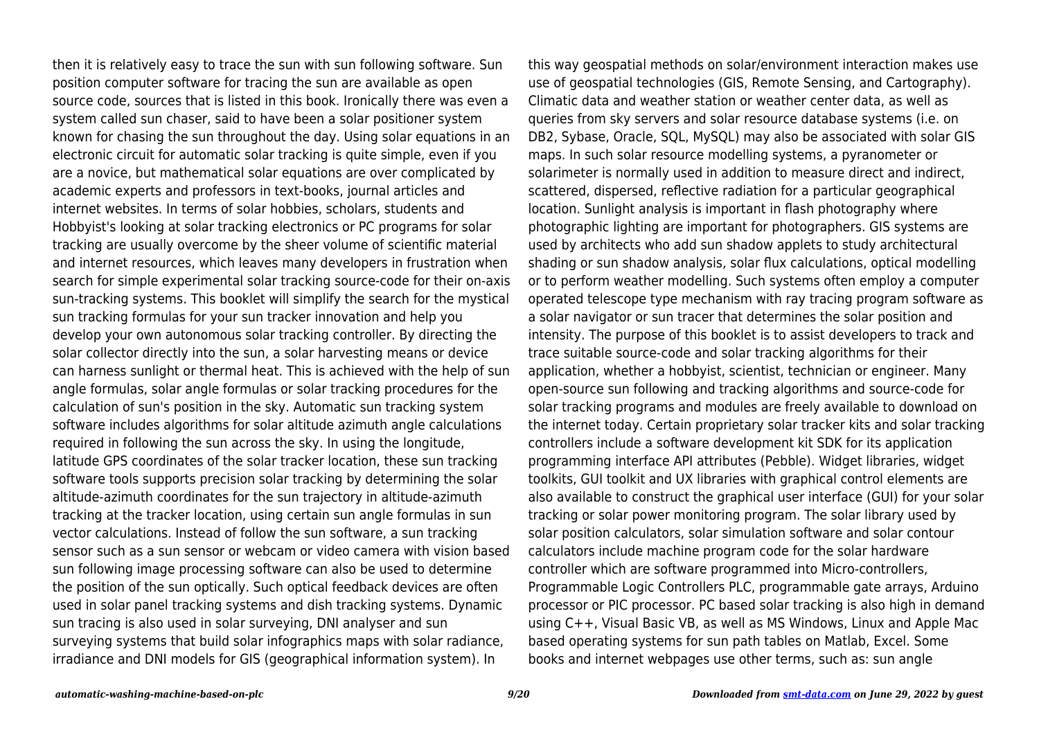then it is relatively easy to trace the sun with sun following software. Sun position computer software for tracing the sun are available as open source code, sources that is listed in this book. Ironically there was even a system called sun chaser, said to have been a solar positioner system known for chasing the sun throughout the day. Using solar equations in an electronic circuit for automatic solar tracking is quite simple, even if you are a novice, but mathematical solar equations are over complicated by academic experts and professors in text-books, journal articles and internet websites. In terms of solar hobbies, scholars, students and Hobbyist's looking at solar tracking electronics or PC programs for solar tracking are usually overcome by the sheer volume of scientific material and internet resources, which leaves many developers in frustration when search for simple experimental solar tracking source-code for their on-axis sun-tracking systems. This booklet will simplify the search for the mystical sun tracking formulas for your sun tracker innovation and help you develop your own autonomous solar tracking controller. By directing the solar collector directly into the sun, a solar harvesting means or device can harness sunlight or thermal heat. This is achieved with the help of sun angle formulas, solar angle formulas or solar tracking procedures for the calculation of sun's position in the sky. Automatic sun tracking system software includes algorithms for solar altitude azimuth angle calculations required in following the sun across the sky. In using the longitude, latitude GPS coordinates of the solar tracker location, these sun tracking software tools supports precision solar tracking by determining the solar altitude-azimuth coordinates for the sun trajectory in altitude-azimuth tracking at the tracker location, using certain sun angle formulas in sun vector calculations. Instead of follow the sun software, a sun tracking sensor such as a sun sensor or webcam or video camera with vision based sun following image processing software can also be used to determine the position of the sun optically. Such optical feedback devices are often used in solar panel tracking systems and dish tracking systems. Dynamic sun tracing is also used in solar surveying, DNI analyser and sun surveying systems that build solar infographics maps with solar radiance, irradiance and DNI models for GIS (geographical information system). In this way geospatial methods on solar/environment interaction makes use use of geospatial technologies (GIS, Remote Sensing, and Cartography). Climatic data and weather station or weather center data, as well as queries from sky servers and solar resource database systems (i.e. on DB2, Sybase, Oracle, SQL, MySQL) may also be associated with solar GIS maps. In such solar resource modelling systems, a pyranometer or solarimeter is normally used in addition to measure direct and indirect, scattered, dispersed, reflective radiation for a particular geographical location. Sunlight analysis is important in flash photography where photographic lighting are important for photographers. GIS systems are used by architects who add sun shadow applets to study architectural shading or sun shadow analysis, solar flux calculations, optical modelling or to perform weather modelling. Such systems often employ a computer operated telescope type mechanism with ray tracing program software as a solar navigator or sun tracer that determines the solar position and intensity. The purpose of this booklet is to assist developers to track and trace suitable source-code and solar tracking algorithms for their application, whether a hobbyist, scientist, technician or engineer. Many open-source sun following and tracking algorithms and source-code for solar tracking programs and modules are freely available to download on the internet today. Certain proprietary solar tracker kits and solar tracking controllers include a software development kit SDK for its application programming interface API attributes (Pebble). Widget libraries, widget toolkits, GUI toolkit and UX libraries with graphical control elements are also available to construct the graphical user interface (GUI) for your solar tracking or solar power monitoring program. The solar library used by solar position calculators, solar simulation software and solar contour calculators include machine program code for the solar hardware controller which are software programmed into Micro-controllers, Programmable Logic Controllers PLC, programmable gate arrays, Arduino processor or PIC processor. PC based solar tracking is also high in demand using C++, Visual Basic VB, as well as MS Windows, Linux and Apple Mac based operating systems for sun path tables on Matlab, Excel. Some books and internet webpages use other terms, such as: sun angle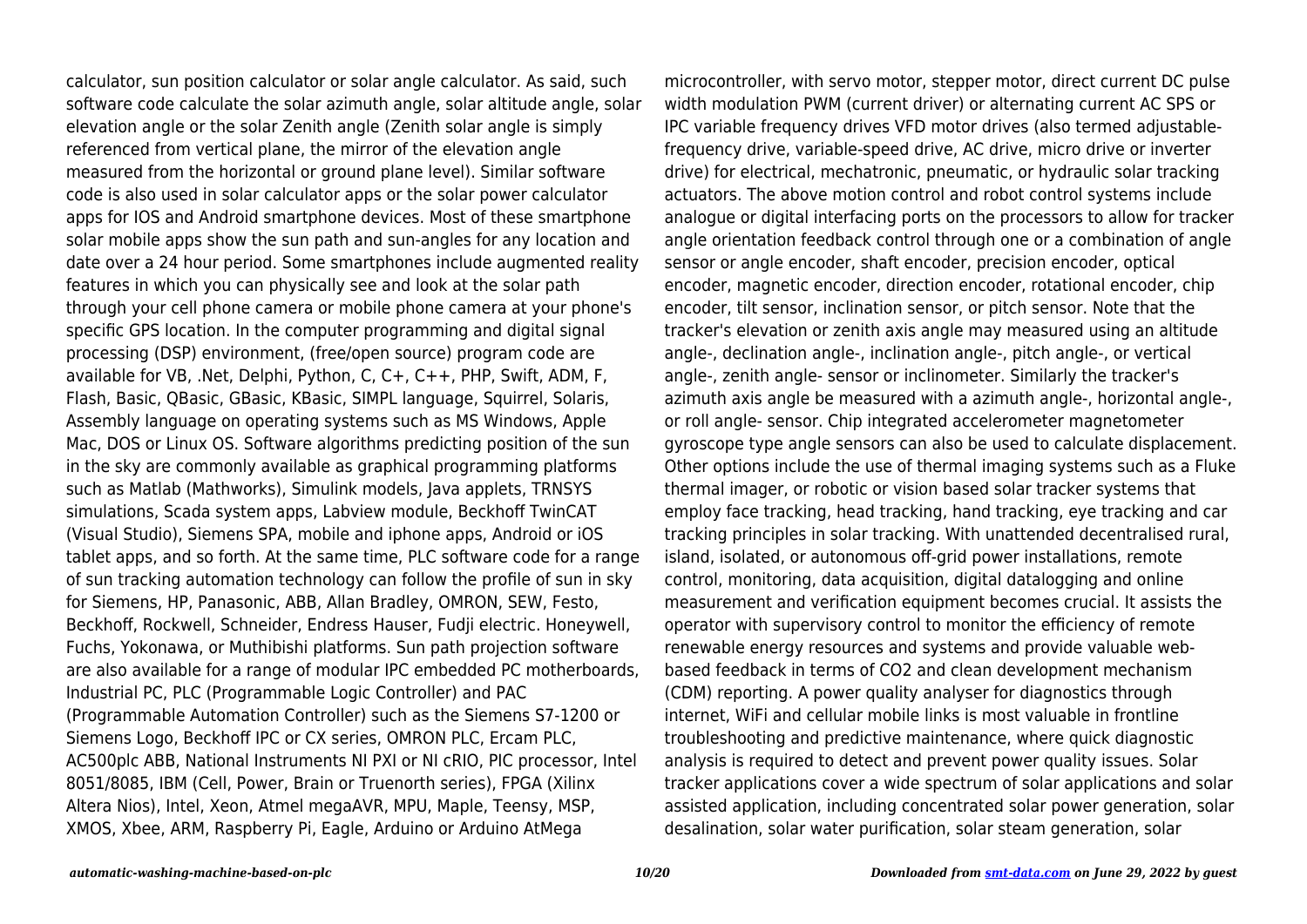calculator, sun position calculator or solar angle calculator. As said, such software code calculate the solar azimuth angle, solar altitude angle, solar elevation angle or the solar Zenith angle (Zenith solar angle is simply referenced from vertical plane, the mirror of the elevation angle measured from the horizontal or ground plane level). Similar software code is also used in solar calculator apps or the solar power calculator apps for IOS and Android smartphone devices. Most of these smartphone solar mobile apps show the sun path and sun-angles for any location and date over a 24 hour period. Some smartphones include augmented reality features in which you can physically see and look at the solar path through your cell phone camera or mobile phone camera at your phone's specific GPS location. In the computer programming and digital signal processing (DSP) environment, (free/open source) program code are available for VB, .Net, Delphi, Python, C, C+, C++, PHP, Swift, ADM, F, Flash, Basic, QBasic, GBasic, KBasic, SIMPL language, Squirrel, Solaris, Assembly language on operating systems such as MS Windows, Apple Mac, DOS or Linux OS. Software algorithms predicting position of the sun in the sky are commonly available as graphical programming platforms such as Matlab (Mathworks), Simulink models, Java applets, TRNSYS simulations, Scada system apps, Labview module, Beckhoff TwinCAT (Visual Studio), Siemens SPA, mobile and iphone apps, Android or iOS tablet apps, and so forth. At the same time, PLC software code for a range of sun tracking automation technology can follow the profile of sun in sky for Siemens, HP, Panasonic, ABB, Allan Bradley, OMRON, SEW, Festo, Beckhoff, Rockwell, Schneider, Endress Hauser, Fudji electric. Honeywell, Fuchs, Yokonawa, or Muthibishi platforms. Sun path projection software are also available for a range of modular IPC embedded PC motherboards, Industrial PC, PLC (Programmable Logic Controller) and PAC (Programmable Automation Controller) such as the Siemens S7-1200 or Siemens Logo, Beckhoff IPC or CX series, OMRON PLC, Ercam PLC, AC500plc ABB, National Instruments NI PXI or NI cRIO, PIC processor, Intel 8051/8085, IBM (Cell, Power, Brain or Truenorth series), FPGA (Xilinx Altera Nios), Intel, Xeon, Atmel megaAVR, MPU, Maple, Teensy, MSP, XMOS, Xbee, ARM, Raspberry Pi, Eagle, Arduino or Arduino AtMega microcontroller, with servo motor, stepper motor, direct current DC pulse width modulation PWM (current driver) or alternating current AC SPS or IPC variable frequency drives VFD motor drives (also termed adjustable-frequency drive, variable-speed drive, AC drive, micro drive or inverter drive) for electrical, mechatronic, pneumatic, or hydraulic solar tracking actuators. The above motion control and robot control systems include analogue or digital interfacing ports on the processors to allow for tracker angle orientation feedback control through one or a combination of angle sensor or angle encoder, shaft encoder, precision encoder, optical encoder, magnetic encoder, direction encoder, rotational encoder, chip encoder, tilt sensor, inclination sensor, or pitch sensor. Note that the tracker's elevation or zenith axis angle may measured using an altitude angle-, declination angle-, inclination angle-, pitch angle-, or vertical angle-, zenith angle- sensor or inclinometer. Similarly the tracker's azimuth axis angle be measured with a azimuth angle-, horizontal angle-, or roll angle- sensor. Chip integrated accelerometer magnetometer gyroscope type angle sensors can also be used to calculate displacement. Other options include the use of thermal imaging systems such as a Fluke thermal imager, or robotic or vision based solar tracker systems that employ face tracking, head tracking, hand tracking, eye tracking and car tracking principles in solar tracking. With unattended decentralised rural, island, isolated, or autonomous off-grid power installations, remote control, monitoring, data acquisition, digital datalogging and online measurement and verification equipment becomes crucial. It assists the operator with supervisory control to monitor the efficiency of remote renewable energy resources and systems and provide valuable web-based feedback in terms of $CO_2$ and clean development mechanism (CDM) reporting. A power quality analyser for diagnostics through internet, WiFi and cellular mobile links is most valuable in frontline troubleshooting and predictive maintenance, where quick diagnostic analysis is required to detect and prevent power quality issues. Solar tracker applications cover a wide spectrum of solar applications and solar assisted application, including concentrated solar power generation, solar desalination, solar water purification, solar steam generation, solar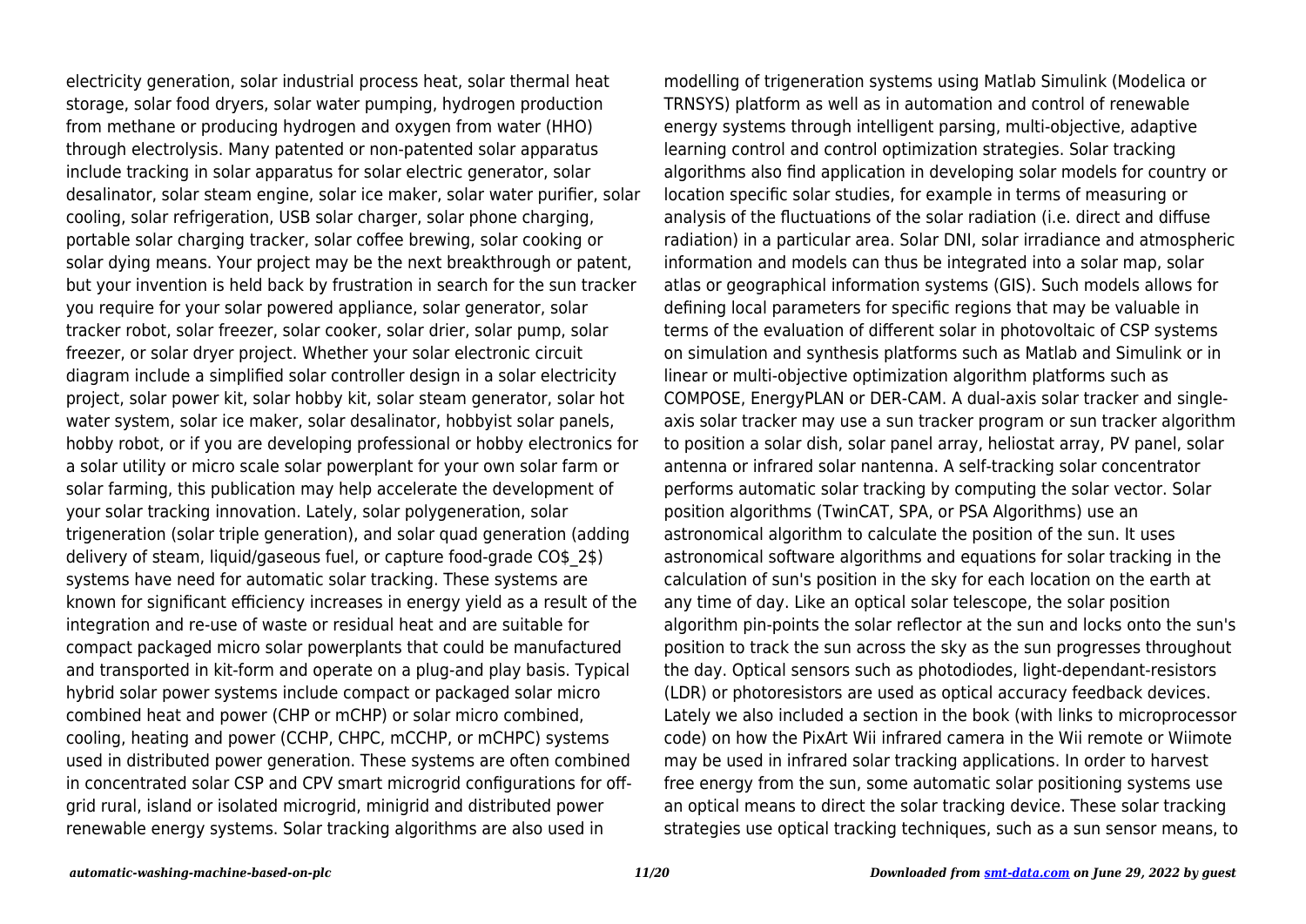electricity generation, solar industrial process heat, solar thermal heat storage, solar food dryers, solar water pumping, hydrogen production from methane or producing hydrogen and oxygen from water (HHO) through electrolysis. Many patented or non-patented solar apparatus include tracking in solar apparatus for solar electric generator, solar desalinator, solar steam engine, solar ice maker, solar water purifier, solar cooling, solar refrigeration, USB solar charger, solar phone charging, portable solar charging tracker, solar coffee brewing, solar cooking or solar dying means. Your project may be the next breakthrough or patent, but your invention is held back by frustration in search for the sun tracker you require for your solar powered appliance, solar generator, solar tracker robot, solar freezer, solar cooker, solar drier, solar pump, solar freezer, or solar dryer project. Whether your solar electronic circuit diagram include a simplified solar controller design in a solar electricity project, solar power kit, solar hobby kit, solar steam generator, solar hot water system, solar ice maker, solar desalinator, hobbyist solar panels, hobby robot, or if you are developing professional or hobby electronics for a solar utility or micro scale solar powerplant for your own solar farm or solar farming, this publication may help accelerate the development of your solar tracking innovation. Lately, solar polygeneration, solar trigeneration (solar triple generation), and solar quad generation (adding delivery of steam, liquid/gaseous fuel, or capture food-grade $CO_2$) systems have need for automatic solar tracking. These systems are known for significant efficiency increases in energy yield as a result of the integration and re-use of waste or residual heat and are suitable for compact packaged micro solar powerplants that could be manufactured and transported in kit-form and operate on a plug-and play basis. Typical hybrid solar power systems include compact or packaged solar micro combined heat and power (CHP or mCHP) or solar micro combined, cooling, heating and power (CCHP, CHPC, mCCHP, or mCHPC) systems used in distributed power generation. These systems are often combined in concentrated solar CSP and CPV smart microgrid configurations for off-grid rural, island or isolated microgrid, minigrid and distributed power renewable energy systems. Solar tracking algorithms are also used in modelling of trigeneration systems using Matlab Simulink (Modelica or TRNSYS) platform as well as in automation and control of renewable energy systems through intelligent parsing, multi-objective, adaptive learning control and control optimization strategies. Solar tracking algorithms also find application in developing solar models for country or location specific solar studies, for example in terms of measuring or analysis of the fluctuations of the solar radiation (i.e. direct and diffuse radiation) in a particular area. Solar DNI, solar irradiance and atmospheric information and models can thus be integrated into a solar map, solar atlas or geographical information systems (GIS). Such models allows for defining local parameters for specific regions that may be valuable in terms of the evaluation of different solar in photovoltaic of CSP systems on simulation and synthesis platforms such as Matlab and Simulink or in linear or multi-objective optimization algorithm platforms such as COMPOSE, EnergyPLAN or DER-CAM. A dual-axis solar tracker and single-axis solar tracker may use a sun tracker program or sun tracker algorithm to position a solar dish, solar panel array, heliostat array, PV panel, solar antenna or infrared solar nantenna. A self-tracking solar concentrator performs automatic solar tracking by computing the solar vector. Solar position algorithms (TwinCAT, SPA, or PSA Algorithms) use an astronomical algorithm to calculate the position of the sun. It uses astronomical software algorithms and equations for solar tracking in the calculation of sun's position in the sky for each location on the earth at any time of day. Like an optical solar telescope, the solar position algorithm pin-points the solar reflector at the sun and locks onto the sun's position to track the sun across the sky as the sun progresses throughout the day. Optical sensors such as photodiodes, light-dependant-resistors (LDR) or photoresistors are used as optical accuracy feedback devices. Lately we also included a section in the book (with links to microprocessor code) on how the PixArt Wii infrared camera in the Wii remote or Wiimote may be used in infrared solar tracking applications. In order to harvest free energy from the sun, some automatic solar positioning systems use an optical means to direct the solar tracking device. These solar tracking strategies use optical tracking techniques, such as a sun sensor means, to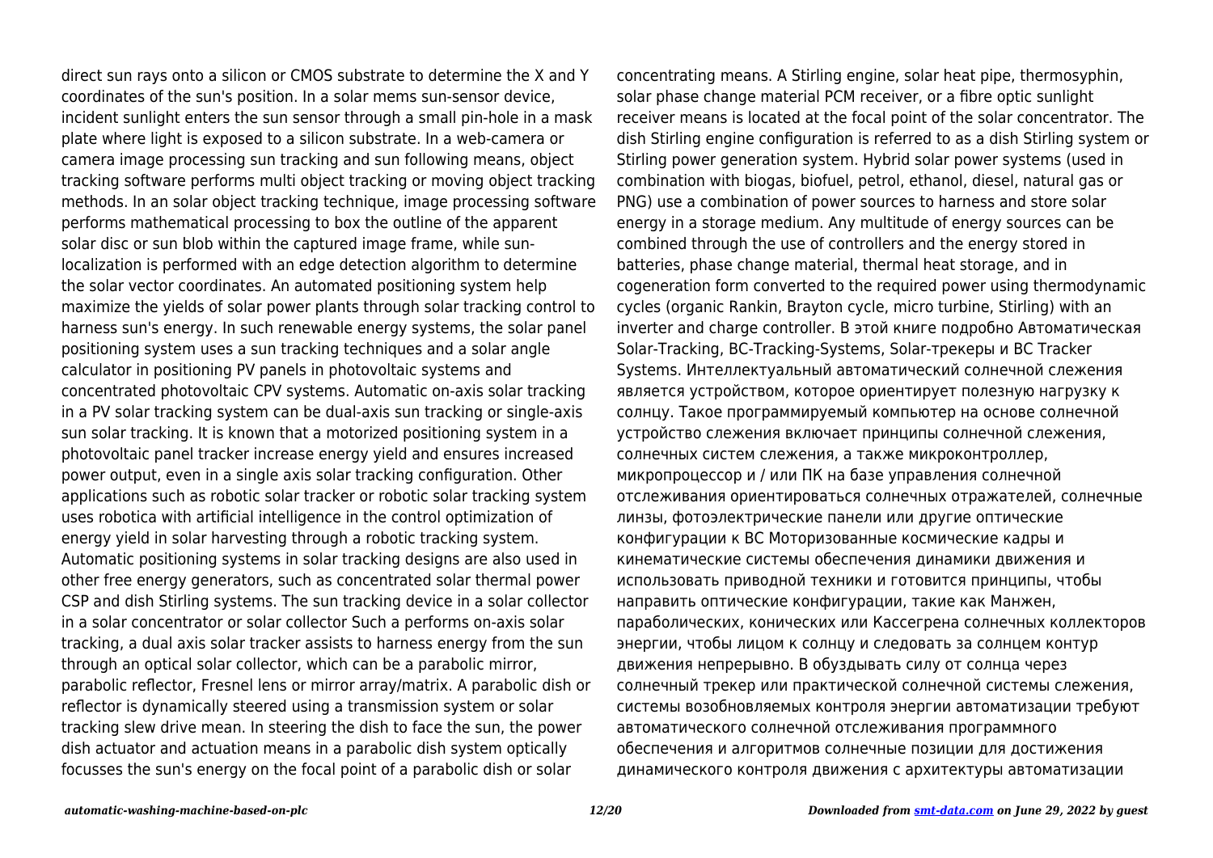direct sun rays onto a silicon or CMOS substrate to determine the X and Y coordinates of the sun's position. In a solar mems sun-sensor device, incident sunlight enters the sun sensor through a small pin-hole in a mask plate where light is exposed to a silicon substrate. In a web-camera or camera image processing sun tracking and sun following means, object tracking software performs multi object tracking or moving object tracking methods. In an solar object tracking technique, image processing software performs mathematical processing to box the outline of the apparent solar disc or sun blob within the captured image frame, while sun-localization is performed with an edge detection algorithm to determine the solar vector coordinates. An automated positioning system help maximize the yields of solar power plants through solar tracking control to harness sun's energy. In such renewable energy systems, the solar panel positioning system uses a sun tracking techniques and a solar angle calculator in positioning PV panels in photovoltaic systems and concentrated photovoltaic CPV systems. Automatic on-axis solar tracking in a PV solar tracking system can be dual-axis sun tracking or single-axis sun solar tracking. It is known that a motorized positioning system in a photovoltaic panel tracker increase energy yield and ensures increased power output, even in a single axis solar tracking configuration. Other applications such as robotic solar tracker or robotic solar tracking system uses robotica with artificial intelligence in the control optimization of energy yield in solar harvesting through a robotic tracking system. Automatic positioning systems in solar tracking designs are also used in other free energy generators, such as concentrated solar thermal power CSP and dish Stirling systems. The sun tracking device in a solar collector in a solar concentrator or solar collector Such a performs on-axis solar tracking, a dual axis solar tracker assists to harness energy from the sun through an optical solar collector, which can be a parabolic mirror, parabolic reflector, Fresnel lens or mirror array/matrix. A parabolic dish or reflector is dynamically steered using a transmission system or solar tracking slew drive mean. In steering the dish to face the sun, the power dish actuator and actuation means in a parabolic dish system optically focusses the sun's energy on the focal point of a parabolic dish or solar concentrating means. A Stirling engine, solar heat pipe, thermosyphin, solar phase change material PCM receiver, or a fibre optic sunlight receiver means is located at the focal point of the solar concentrator. The dish Stirling engine configuration is referred to as a dish Stirling system or Stirling power generation system. Hybrid solar power systems (used in combination with biogas, biofuel, petrol, ethanol, diesel, natural gas or PNG) use a combination of power sources to harness and store solar energy in a storage medium. Any multitude of energy sources can be combined through the use of controllers and the energy stored in batteries, phase change material, thermal heat storage, and in cogeneration form converted to the required power using thermodynamic cycles (organic Rankin, Brayton cycle, micro turbine, Stirling) with an inverter and charge controller. В этой книге подробно Автоматическая Solar-Tracking, ВС-Tracking-Systems, Solar-трекеры и ВС Tracker Systems. Интеллектуальный автоматический солнечной слежения является устройством, которое ориентирует полезную нагрузку к солнцу. Такое программируемый компьютер на основе солнечной устройство слежения включает принципы солнечной слежения, солнечных систем слежения, а также микроконтроллер, микропроцессор и / или ПК на базе управления солнечной отслеживания ориентироваться солнечных отражателей, солнечные линзы, фотоэлектрические панели или другие оптические конфигурации к ВС Моторизованные космические кадры и кинематические системы обеспечения динамики движения и использовать приводной техники и готовится принципы, чтобы направить оптические конфигурации, такие как Манжен, параболических, конических или Кассегрена солнечных коллекторов энергии, чтобы лицом к солнцу и следовать за солнцем контур движения непрерывно. В обуздывать силу от солнца через солнечный трекер или практической солнечной системы слежения, системы возобновляемых контроля энергии автоматизации требуют автоматического солнечной отслеживания программного обеспечения и алгоритмов солнечные позиции для достижения динамического контроля движения с архитектуры автоматизации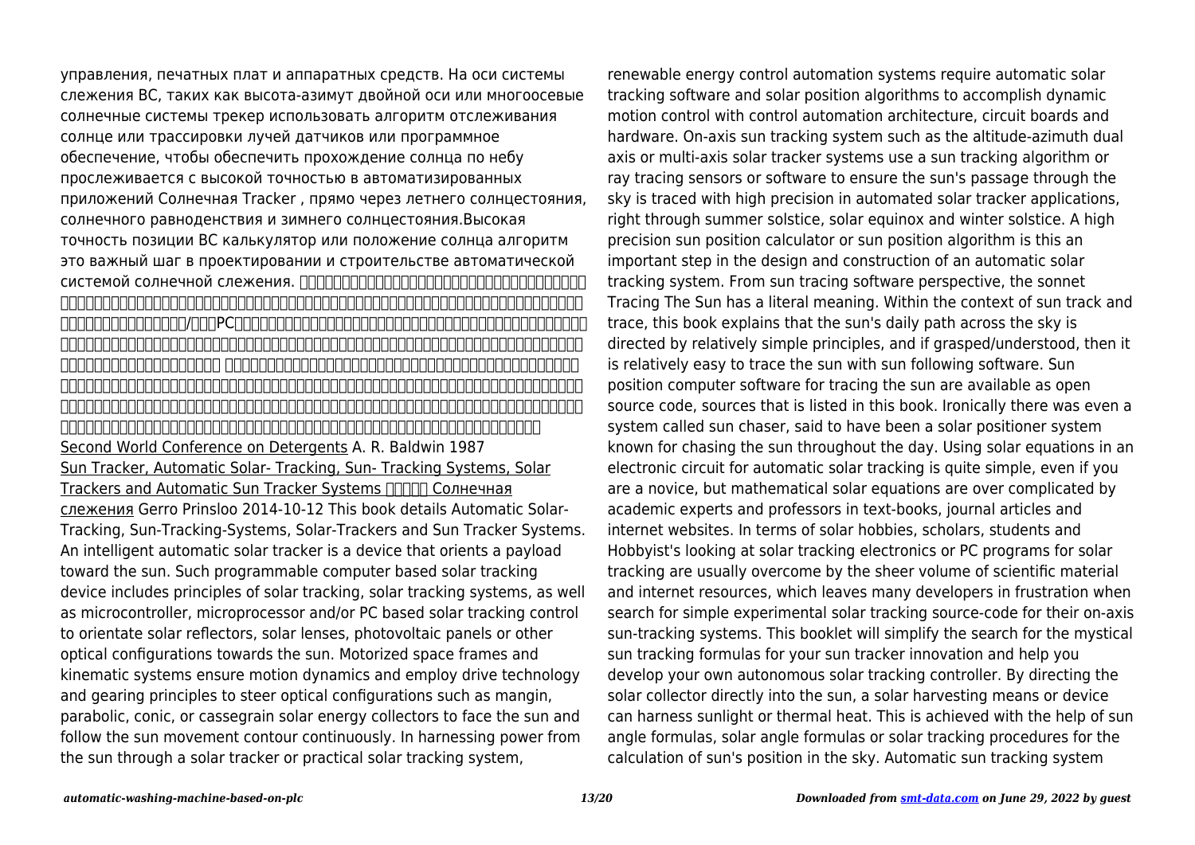управления, печатных плат и аппаратных средств. На оси системы слежения ВС, таких как высота-азимут двойной оси или многоосевые солнечные системы трекер использовать алгоритм отслеживания солнце или трассировки лучей датчиков или программное обеспечение, чтобы обеспечить прохождение солнца по небу прослеживается с высокой точностью в автоматизированных приложений Солнечная Tracker , прямо через летнего солнцестояния, солнечного равноденствия и зимнего солнцестояния.Высокая точность позиции ВС калькулятор или положение солнца алгоритм это важный шаг в проектировании и строительстве автоматической системой солнечной слежения.

Second World Conference on Detergents A. R. Baldwin 1987

Sun Tracker, Automatic Solar- Tracking, Sun- Tracking Systems, Solar Trackers and Automatic Sun Tracker Systems Солнечная слежения Gerro Prinsloo 2014-10-12 This book details Automatic Solar-Tracking, Sun-Tracking-Systems, Solar-Trackers and Sun Tracker Systems. An intelligent automatic solar tracker is a device that orients a payload toward the sun. Such programmable computer based solar tracking device includes principles of solar tracking, solar tracking systems, as well as microcontroller, microprocessor and/or PC based solar tracking control to orientate solar reflectors, solar lenses, photovoltaic panels or other optical configurations towards the sun. Motorized space frames and kinematic systems ensure motion dynamics and employ drive technology and gearing principles to steer optical configurations such as mangin, parabolic, conic, or cassegrain solar energy collectors to face the sun and follow the sun movement contour continuously. In harnessing power from the sun through a solar tracker or practical solar tracking system, renewable energy control automation systems require automatic solar tracking software and solar position algorithms to accomplish dynamic motion control with control automation architecture, circuit boards and hardware. On-axis sun tracking system such as the altitude-azimuth dual axis or multi-axis solar tracker systems use a sun tracking algorithm or ray tracing sensors or software to ensure the sun's passage through the sky is traced with high precision in automated solar tracker applications, right through summer solstice, solar equinox and winter solstice. A high precision sun position calculator or sun position algorithm is this an important step in the design and construction of an automatic solar tracking system. From sun tracing software perspective, the sonnet Tracing The Sun has a literal meaning. Within the context of sun track and trace, this book explains that the sun's daily path across the sky is directed by relatively simple principles, and if grasped/understood, then it is relatively easy to trace the sun with sun following software. Sun position computer software for tracing the sun are available as open source code, sources that is listed in this book. Ironically there was even a system called sun chaser, said to have been a solar positioner system known for chasing the sun throughout the day. Using solar equations in an electronic circuit for automatic solar tracking is quite simple, even if you are a novice, but mathematical solar equations are over complicated by academic experts and professors in text-books, journal articles and internet websites. In terms of solar hobbies, scholars, students and Hobbyist's looking at solar tracking electronics or PC programs for solar tracking are usually overcome by the sheer volume of scientific material and internet resources, which leaves many developers in frustration when search for simple experimental solar tracking source-code for their on-axis sun-tracking systems. This booklet will simplify the search for the mystical sun tracking formulas for your sun tracker innovation and help you develop your own autonomous solar tracking controller. By directing the solar collector directly into the sun, a solar harvesting means or device can harness sunlight or thermal heat. This is achieved with the help of sun angle formulas, solar angle formulas or solar tracking procedures for the calculation of sun's position in the sky. Automatic sun tracking system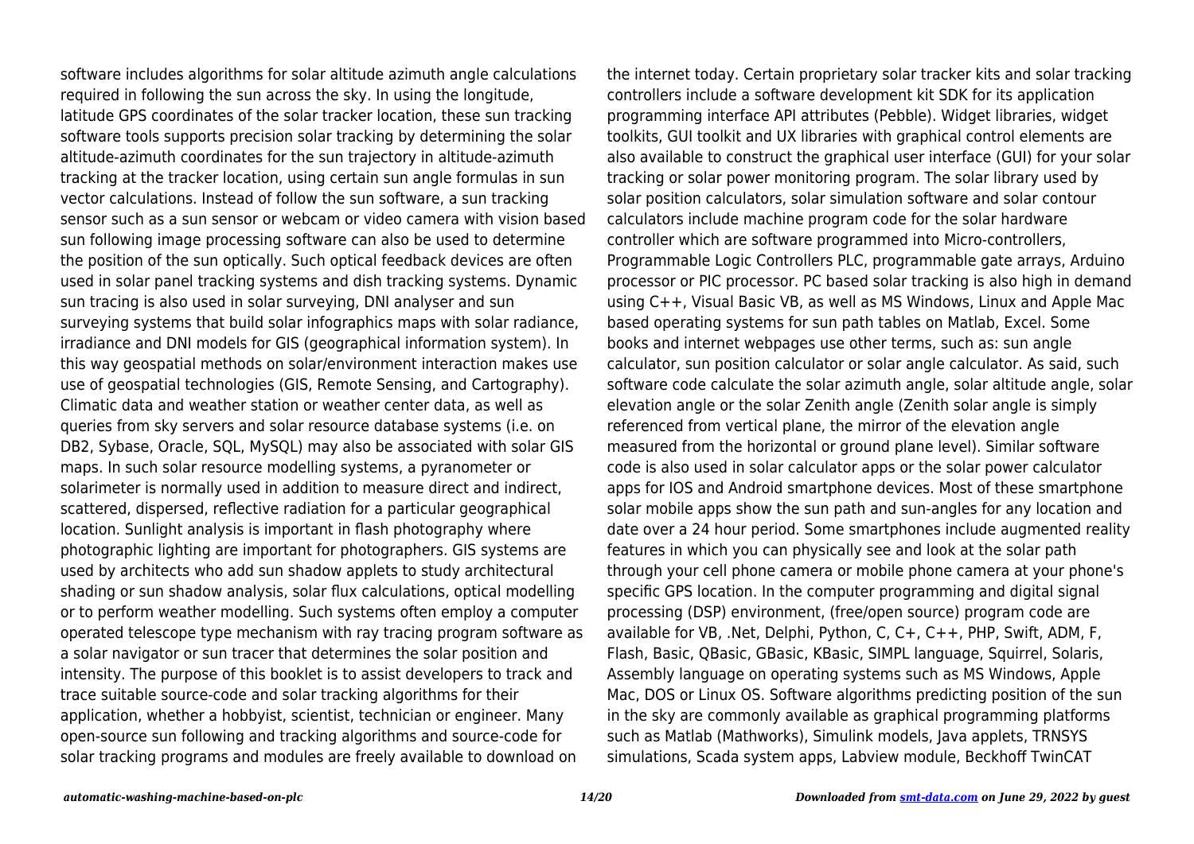software includes algorithms for solar altitude azimuth angle calculations required in following the sun across the sky. In using the longitude, latitude GPS coordinates of the solar tracker location, these sun tracking software tools supports precision solar tracking by determining the solar altitude-azimuth coordinates for the sun trajectory in altitude-azimuth tracking at the tracker location, using certain sun angle formulas in sun vector calculations. Instead of follow the sun software, a sun tracking sensor such as a sun sensor or webcam or video camera with vision based sun following image processing software can also be used to determine the position of the sun optically. Such optical feedback devices are often used in solar panel tracking systems and dish tracking systems. Dynamic sun tracing is also used in solar surveying, DNI analyser and sun surveying systems that build solar infographics maps with solar radiance, irradiance and DNI models for GIS (geographical information system). In this way geospatial methods on solar/environment interaction makes use use of geospatial technologies (GIS, Remote Sensing, and Cartography). Climatic data and weather station or weather center data, as well as queries from sky servers and solar resource database systems (i.e. on DB2, Sybase, Oracle, SQL, MySQL) may also be associated with solar GIS maps. In such solar resource modelling systems, a pyranometer or solarimeter is normally used in addition to measure direct and indirect, scattered, dispersed, reflective radiation for a particular geographical location. Sunlight analysis is important in flash photography where photographic lighting are important for photographers. GIS systems are used by architects who add sun shadow applets to study architectural shading or sun shadow analysis, solar flux calculations, optical modelling or to perform weather modelling. Such systems often employ a computer operated telescope type mechanism with ray tracing program software as a solar navigator or sun tracer that determines the solar position and intensity. The purpose of this booklet is to assist developers to track and trace suitable source-code and solar tracking algorithms for their application, whether a hobbyist, scientist, technician or engineer. Many open-source sun following and tracking algorithms and source-code for solar tracking programs and modules are freely available to download on the internet today. Certain proprietary solar tracker kits and solar tracking controllers include a software development kit SDK for its application programming interface API attributes (Pebble). Widget libraries, widget toolkits, GUI toolkit and UX libraries with graphical control elements are also available to construct the graphical user interface (GUI) for your solar tracking or solar power monitoring program. The solar library used by solar position calculators, solar simulation software and solar contour calculators include machine program code for the solar hardware controller which are software programmed into Micro-controllers, Programmable Logic Controllers PLC, programmable gate arrays, Arduino processor or PIC processor. PC based solar tracking is also high in demand using C++, Visual Basic VB, as well as MS Windows, Linux and Apple Mac based operating systems for sun path tables on Matlab, Excel. Some books and internet webpages use other terms, such as: sun angle calculator, sun position calculator or solar angle calculator. As said, such software code calculate the solar azimuth angle, solar altitude angle, solar elevation angle or the solar Zenith angle (Zenith solar angle is simply referenced from vertical plane, the mirror of the elevation angle measured from the horizontal or ground plane level). Similar software code is also used in solar calculator apps or the solar power calculator apps for IOS and Android smartphone devices. Most of these smartphone solar mobile apps show the sun path and sun-angles for any location and date over a 24 hour period. Some smartphones include augmented reality features in which you can physically see and look at the solar path through your cell phone camera or mobile phone camera at your phone's specific GPS location. In the computer programming and digital signal processing (DSP) environment, (free/open source) program code are available for VB, .Net, Delphi, Python, C, C+, C++, PHP, Swift, ADM, F, Flash, Basic, QBasic, GBasic, KBasic, SIMPL language, Squirrel, Solaris, Assembly language on operating systems such as MS Windows, Apple Mac, DOS or Linux OS. Software algorithms predicting position of the sun in the sky are commonly available as graphical programming platforms such as Matlab (Mathworks), Simulink models, Java applets, TRNSYS simulations, Scada system apps, Labview module, Beckhoff TwinCAT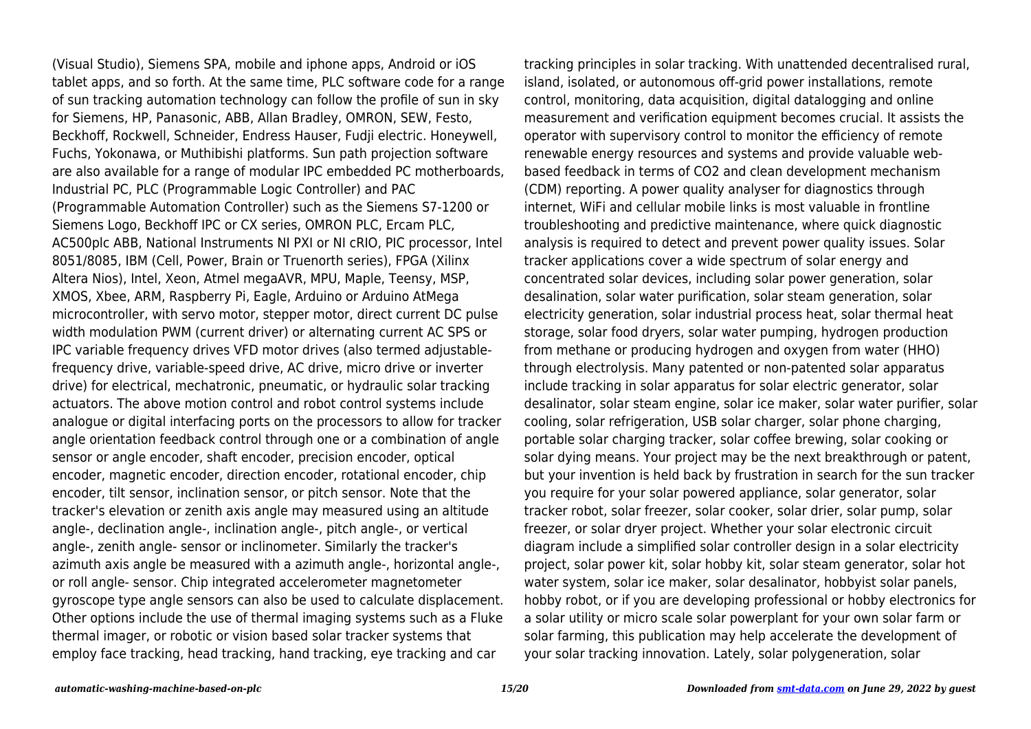(Visual Studio), Siemens SPA, mobile and iphone apps, Android or iOS tablet apps, and so forth. At the same time, PLC software code for a range of sun tracking automation technology can follow the profile of sun in sky for Siemens, HP, Panasonic, ABB, Allan Bradley, OMRON, SEW, Festo, Beckhoff, Rockwell, Schneider, Endress Hauser, Fudji electric. Honeywell, Fuchs, Yokonawa, or Muthibishi platforms. Sun path projection software are also available for a range of modular IPC embedded PC motherboards, Industrial PC, PLC (Programmable Logic Controller) and PAC (Programmable Automation Controller) such as the Siemens S7-1200 or Siemens Logo, Beckhoff IPC or CX series, OMRON PLC, Ercam PLC, AC500plc ABB, National Instruments NI PXI or NI cRIO, PIC processor, Intel 8051/8085, IBM (Cell, Power, Brain or Truenorth series), FPGA (Xilinx Altera Nios), Intel, Xeon, Atmel megaAVR, MPU, Maple, Teensy, MSP, XMOS, Xbee, ARM, Raspberry Pi, Eagle, Arduino or Arduino AtMega microcontroller, with servo motor, stepper motor, direct current DC pulse width modulation PWM (current driver) or alternating current AC SPS or IPC variable frequency drives VFD motor drives (also termed adjustable-frequency drive, variable-speed drive, AC drive, micro drive or inverter drive) for electrical, mechatronic, pneumatic, or hydraulic solar tracking actuators. The above motion control and robot control systems include analogue or digital interfacing ports on the processors to allow for tracker angle orientation feedback control through one or a combination of angle sensor or angle encoder, shaft encoder, precision encoder, optical encoder, magnetic encoder, direction encoder, rotational encoder, chip encoder, tilt sensor, inclination sensor, or pitch sensor. Note that the tracker's elevation or zenith axis angle may measured using an altitude angle-, declination angle-, inclination angle-, pitch angle-, or vertical angle-, zenith angle- sensor or inclinometer. Similarly the tracker's azimuth axis angle be measured with a azimuth angle-, horizontal angle-, or roll angle- sensor. Chip integrated accelerometer magnetometer gyroscope type angle sensors can also be used to calculate displacement. Other options include the use of thermal imaging systems such as a Fluke thermal imager, or robotic or vision based solar tracker systems that employ face tracking, head tracking, hand tracking, eye tracking and car tracking principles in solar tracking. With unattended decentralised rural, island, isolated, or autonomous off-grid power installations, remote control, monitoring, data acquisition, digital datalogging and online measurement and verification equipment becomes crucial. It assists the operator with supervisory control to monitor the efficiency of remote renewable energy resources and systems and provide valuable web-based feedback in terms of CO2 and clean development mechanism (CDM) reporting. A power quality analyser for diagnostics through internet, WiFi and cellular mobile links is most valuable in frontline troubleshooting and predictive maintenance, where quick diagnostic analysis is required to detect and prevent power quality issues. Solar tracker applications cover a wide spectrum of solar energy and concentrated solar devices, including solar power generation, solar desalination, solar water purification, solar steam generation, solar electricity generation, solar industrial process heat, solar thermal heat storage, solar food dryers, solar water pumping, hydrogen production from methane or producing hydrogen and oxygen from water (HHO) through electrolysis. Many patented or non-patented solar apparatus include tracking in solar apparatus for solar electric generator, solar desalinator, solar steam engine, solar ice maker, solar water purifier, solar cooling, solar refrigeration, USB solar charger, solar phone charging, portable solar charging tracker, solar coffee brewing, solar cooking or solar dying means. Your project may be the next breakthrough or patent, but your invention is held back by frustration in search for the sun tracker you require for your solar powered appliance, solar generator, solar tracker robot, solar freezer, solar cooker, solar drier, solar pump, solar freezer, or solar dryer project. Whether your solar electronic circuit diagram include a simplified solar controller design in a solar electricity project, solar power kit, solar hobby kit, solar steam generator, solar hot water system, solar ice maker, solar desalinator, hobbyist solar panels, hobby robot, or if you are developing professional or hobby electronics for a solar utility or micro scale solar powerplant for your own solar farm or solar farming, this publication may help accelerate the development of your solar tracking innovation. Lately, solar polygeneration, solar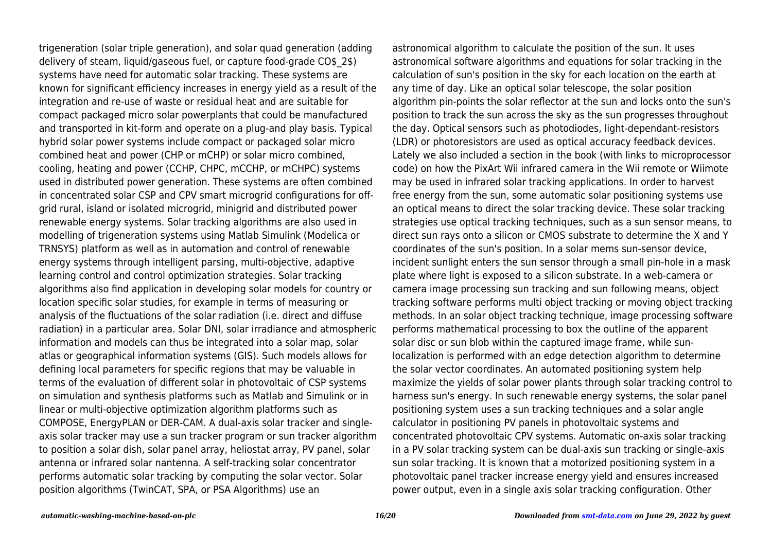trigeneration (solar triple generation), and solar quad generation (adding delivery of steam, liquid/gaseous fuel, or capture food-grade $CO_2$) systems have need for automatic solar tracking. These systems are known for significant efficiency increases in energy yield as a result of the integration and re-use of waste or residual heat and are suitable for compact packaged micro solar powerplants that could be manufactured and transported in kit-form and operate on a plug-and play basis. Typical hybrid solar power systems include compact or packaged solar micro combined heat and power (CHP or mCHP) or solar micro combined, cooling, heating and power (CCHP, CHPC, mCCHP, or mCHPC) systems used in distributed power generation. These systems are often combined in concentrated solar CSP and CPV smart microgrid configurations for off-grid rural, island or isolated microgrid, minigrid and distributed power renewable energy systems. Solar tracking algorithms are also used in modelling of trigeneration systems using Matlab Simulink (Modelica or TRNSYS) platform as well as in automation and control of renewable energy systems through intelligent parsing, multi-objective, adaptive learning control and control optimization strategies. Solar tracking algorithms also find application in developing solar models for country or location specific solar studies, for example in terms of measuring or analysis of the fluctuations of the solar radiation (i.e. direct and diffuse radiation) in a particular area. Solar DNI, solar irradiance and atmospheric information and models can thus be integrated into a solar map, solar atlas or geographical information systems (GIS). Such models allows for defining local parameters for specific regions that may be valuable in terms of the evaluation of different solar in photovoltaic of CSP systems on simulation and synthesis platforms such as Matlab and Simulink or in linear or multi-objective optimization algorithm platforms such as COMPOSE, EnergyPLAN or DER-CAM. A dual-axis solar tracker and single-axis solar tracker may use a sun tracker program or sun tracker algorithm to position a solar dish, solar panel array, heliostat array, PV panel, solar antenna or infrared solar nantenna. A self-tracking solar concentrator performs automatic solar tracking by computing the solar vector. Solar position algorithms (TwinCAT, SPA, or PSA Algorithms) use an astronomical algorithm to calculate the position of the sun. It uses astronomical software algorithms and equations for solar tracking in the calculation of sun's position in the sky for each location on the earth at any time of day. Like an optical solar telescope, the solar position algorithm pin-points the solar reflector at the sun and locks onto the sun's position to track the sun across the sky as the sun progresses throughout the day. Optical sensors such as photodiodes, light-dependant-resistors (LDR) or photoresistors are used as optical accuracy feedback devices. Lately we also included a section in the book (with links to microprocessor code) on how the PixArt Wii infrared camera in the Wii remote or Wiimote may be used in infrared solar tracking applications. In order to harvest free energy from the sun, some automatic solar positioning systems use an optical means to direct the solar tracking device. These solar tracking strategies use optical tracking techniques, such as a sun sensor means, to direct sun rays onto a silicon or CMOS substrate to determine the X and Y coordinates of the sun's position. In a solar mems sun-sensor device, incident sunlight enters the sun sensor through a small pin-hole in a mask plate where light is exposed to a silicon substrate. In a web-camera or camera image processing sun tracking and sun following means, object tracking software performs multi object tracking or moving object tracking methods. In an solar object tracking technique, image processing software performs mathematical processing to box the outline of the apparent solar disc or sun blob within the captured image frame, while sun-localization is performed with an edge detection algorithm to determine the solar vector coordinates. An automated positioning system help maximize the yields of solar power plants through solar tracking control to harness sun's energy. In such renewable energy systems, the solar panel positioning system uses a sun tracking techniques and a solar angle calculator in positioning PV panels in photovoltaic systems and concentrated photovoltaic CPV systems. Automatic on-axis solar tracking in a PV solar tracking system can be dual-axis sun tracking or single-axis sun solar tracking. It is known that a motorized positioning system in a photovoltaic panel tracker increase energy yield and ensures increased power output, even in a single axis solar tracking configuration. Other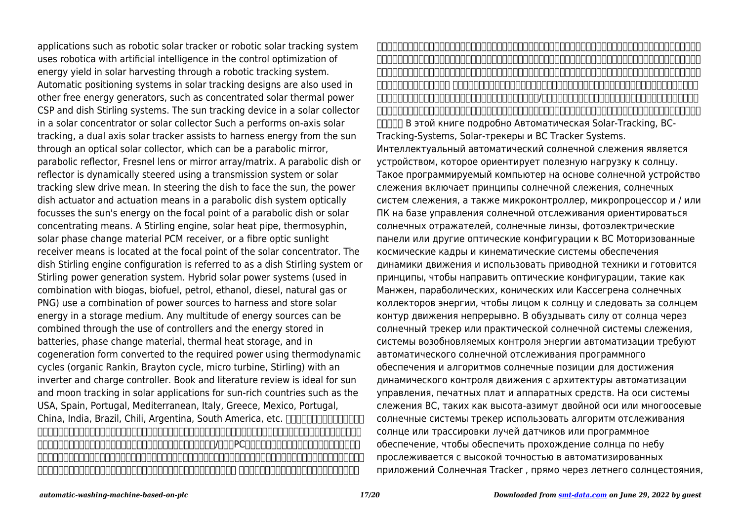applications such as robotic solar tracker or robotic solar tracking system uses robotica with artificial intelligence in the control optimization of energy yield in solar harvesting through a robotic tracking system. Automatic positioning systems in solar tracking designs are also used in other free energy generators, such as concentrated solar thermal power CSP and dish Stirling systems. The sun tracking device in a solar collector in a solar concentrator or solar collector Such a performs on-axis solar tracking, a dual axis solar tracker assists to harness energy from the sun through an optical solar collector, which can be a parabolic mirror, parabolic reflector, Fresnel lens or mirror array/matrix. A parabolic dish or reflector is dynamically steered using a transmission system or solar tracking slew drive mean. In steering the dish to face the sun, the power dish actuator and actuation means in a parabolic dish system optically focusses the sun's energy on the focal point of a parabolic dish or solar concentrating means. A Stirling engine, solar heat pipe, thermosyphin, solar phase change material PCM receiver, or a fibre optic sunlight receiver means is located at the focal point of the solar concentrator. The dish Stirling engine configuration is referred to as a dish Stirling system or Stirling power generation system. Hybrid solar power systems (used in combination with biogas, biofuel, petrol, ethanol, diesel, natural gas or PNG) use a combination of power sources to harness and store solar energy in a storage medium. Any multitude of energy sources can be combined through the use of controllers and the energy stored in batteries, phase change material, thermal heat storage, and in cogeneration form converted to the required power using thermodynamic cycles (organic Rankin, Brayton cycle, micro turbine, Stirling) with an inverter and charge controller. Book and literature review is ideal for sun and moon tracking in solar applications for sun-rich countries such as the USA, Spain, Portugal, Mediterranean, Italy, Greece, Mexico, Portugal, China, India, Brazil, Chili, Argentina, South America, etc.

В этой книге подробно Автоматическая Solar-Tracking, ВС-Tracking-Systems, Solar-трекеры и ВС Tracker Systems. Интеллектуальный автоматический солнечной слежения является устройством, которое ориентирует полезную нагрузку к солнцу. Такое программируемый компьютер на основе солнечной устройство слежения включает принципы солнечной слежения, солнечных систем слежения, а также микроконтроллер, микропроцессор и / или ПК на базе управления солнечной отслеживания ориентироваться солнечных отражателей, солнечные линзы, фотоэлектрические панели или другие оптические конфигурации к ВС Моторизованные космические кадры и кинематические системы обеспечения динамики движения и использовать приводной техники и готовится принципы, чтобы направить оптические конфигурации, такие как Манжен, параболических, конических или Кассегрена солнечных коллекторов энергии, чтобы лицом к солнцу и следовать за солнцем контур движения непрерывно. В обуздывать силу от солнца через солнечный трекер или практической солнечной системы слежения, системы возобновляемых контроля энергии автоматизации требуют автоматического солнечной отслеживания программного обеспечения и алгоритмов солнечные позиции для достижения динамического контроля движения с архитектуры автоматизации управления, печатных плат и аппаратных средств. На оси системы слежения ВС, таких как высота-азимут двойной оси или многоосевые солнечные системы трекер использовать алгоритм отслеживания солнце или трассировки лучей датчиков или программное обеспечение, чтобы обеспечить прохождение солнца по небу прослеживается с высокой точностью в автоматизированных приложений Солнечная Tracker , прямо через летнего солнцестояния,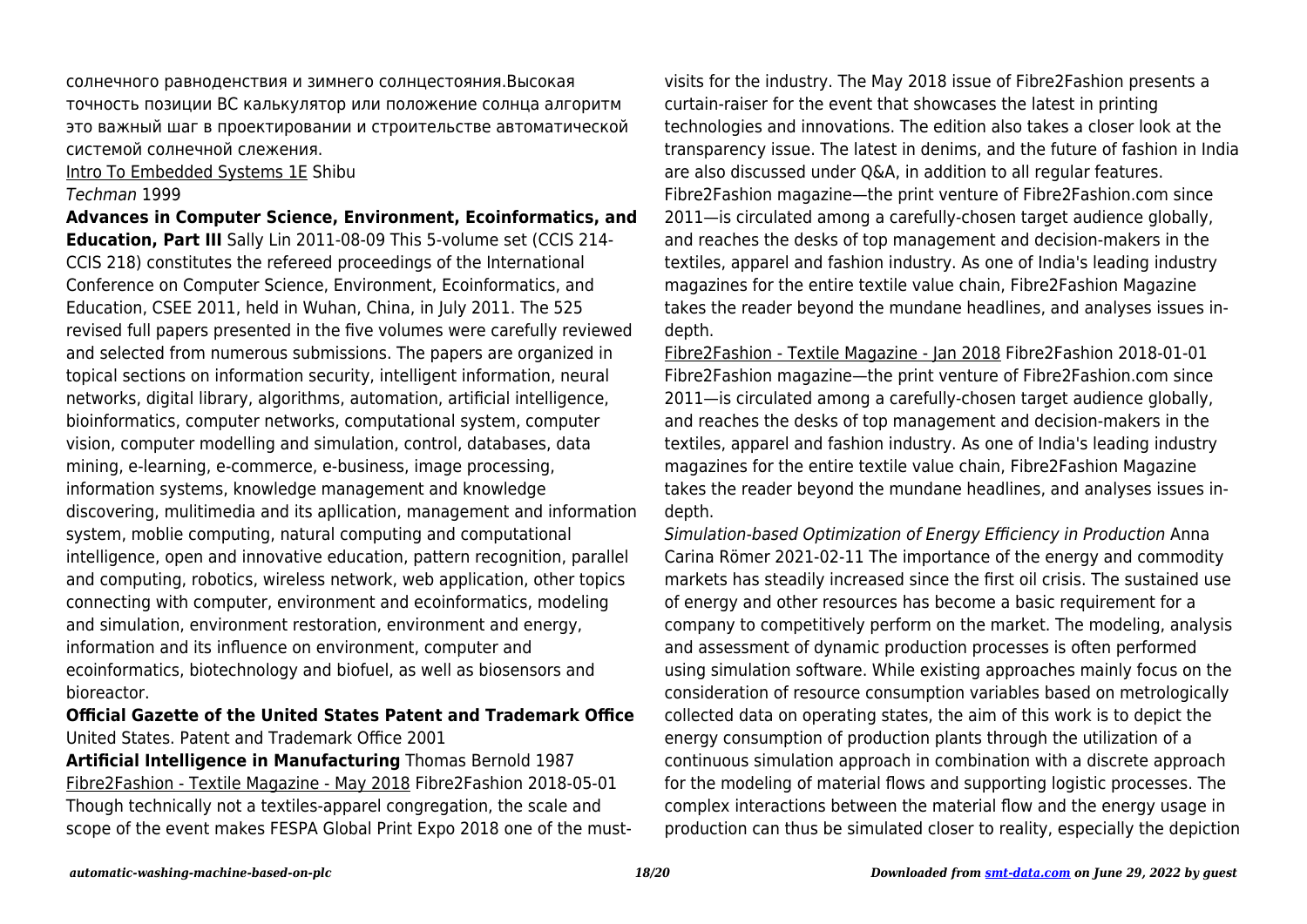солнечного равноденствия и зимнего солнцестояния.Высокая точность позиции ВС калькулятор или положение солнца алгоритм это важный шаг в проектировании и строительстве автоматической системой солнечной слежения.

Intro To Embedded Systems 1E Shibu

*Techman* 1999

**Advances in Computer Science, Environment, Ecoinformatics, and Education, Part III** Sally Lin 2011-08-09 This 5-volume set (CCIS 214-CCIS 218) constitutes the refereed proceedings of the International Conference on Computer Science, Environment, Ecoinformatics, and Education, CSEE 2011, held in Wuhan, China, in July 2011. The 525 revised full papers presented in the five volumes were carefully reviewed and selected from numerous submissions. The papers are organized in topical sections on information security, intelligent information, neural networks, digital library, algorithms, automation, artificial intelligence, bioinformatics, computer networks, computational system, computer vision, computer modelling and simulation, control, databases, data mining, e-learning, e-commerce, e-business, image processing, information systems, knowledge management and knowledge discovering, mulitimedia and its apllication, management and information system, moblie computing, natural computing and computational intelligence, open and innovative education, pattern recognition, parallel and computing, robotics, wireless network, web application, other topics connecting with computer, environment and ecoinformatics, modeling and simulation, environment restoration, environment and energy, information and its influence on environment, computer and ecoinformatics, biotechnology and biofuel, as well as biosensors and bioreactor.

**Official Gazette of the United States Patent and Trademark Office** United States. Patent and Trademark Office 2001

**Artificial Intelligence in Manufacturing** Thomas Bernold 1987

Fibre2Fashion - Textile Magazine - May 2018 Fibre2Fashion 2018-05-01 Though technically not a textiles-apparel congregation, the scale and scope of the event makes FESPA Global Print Expo 2018 one of the must-visits for the industry. The May 2018 issue of Fibre2Fashion presents a curtain-raiser for the event that showcases the latest in printing technologies and innovations. The edition also takes a closer look at the transparency issue. The latest in denims, and the future of fashion in India are also discussed under Q&A, in addition to all regular features. Fibre2Fashion magazine—the print venture of Fibre2Fashion.com since 2011—is circulated among a carefully-chosen target audience globally, and reaches the desks of top management and decision-makers in the textiles, apparel and fashion industry. As one of India's leading industry magazines for the entire textile value chain, Fibre2Fashion Magazine takes the reader beyond the mundane headlines, and analyses issues in-depth.

Fibre2Fashion - Textile Magazine - Jan 2018 Fibre2Fashion 2018-01-01 Fibre2Fashion magazine—the print venture of Fibre2Fashion.com since 2011—is circulated among a carefully-chosen target audience globally, and reaches the desks of top management and decision-makers in the textiles, apparel and fashion industry. As one of India's leading industry magazines for the entire textile value chain, Fibre2Fashion Magazine takes the reader beyond the mundane headlines, and analyses issues in-depth.

*Simulation-based Optimization of Energy Efficiency in Production* Anna Carina Römer 2021-02-11 The importance of the energy and commodity markets has steadily increased since the first oil crisis. The sustained use of energy and other resources has become a basic requirement for a company to competitively perform on the market. The modeling, analysis and assessment of dynamic production processes is often performed using simulation software. While existing approaches mainly focus on the consideration of resource consumption variables based on metrologically collected data on operating states, the aim of this work is to depict the energy consumption of production plants through the utilization of a continuous simulation approach in combination with a discrete approach for the modeling of material flows and supporting logistic processes. The complex interactions between the material flow and the energy usage in production can thus be simulated closer to reality, especially the depiction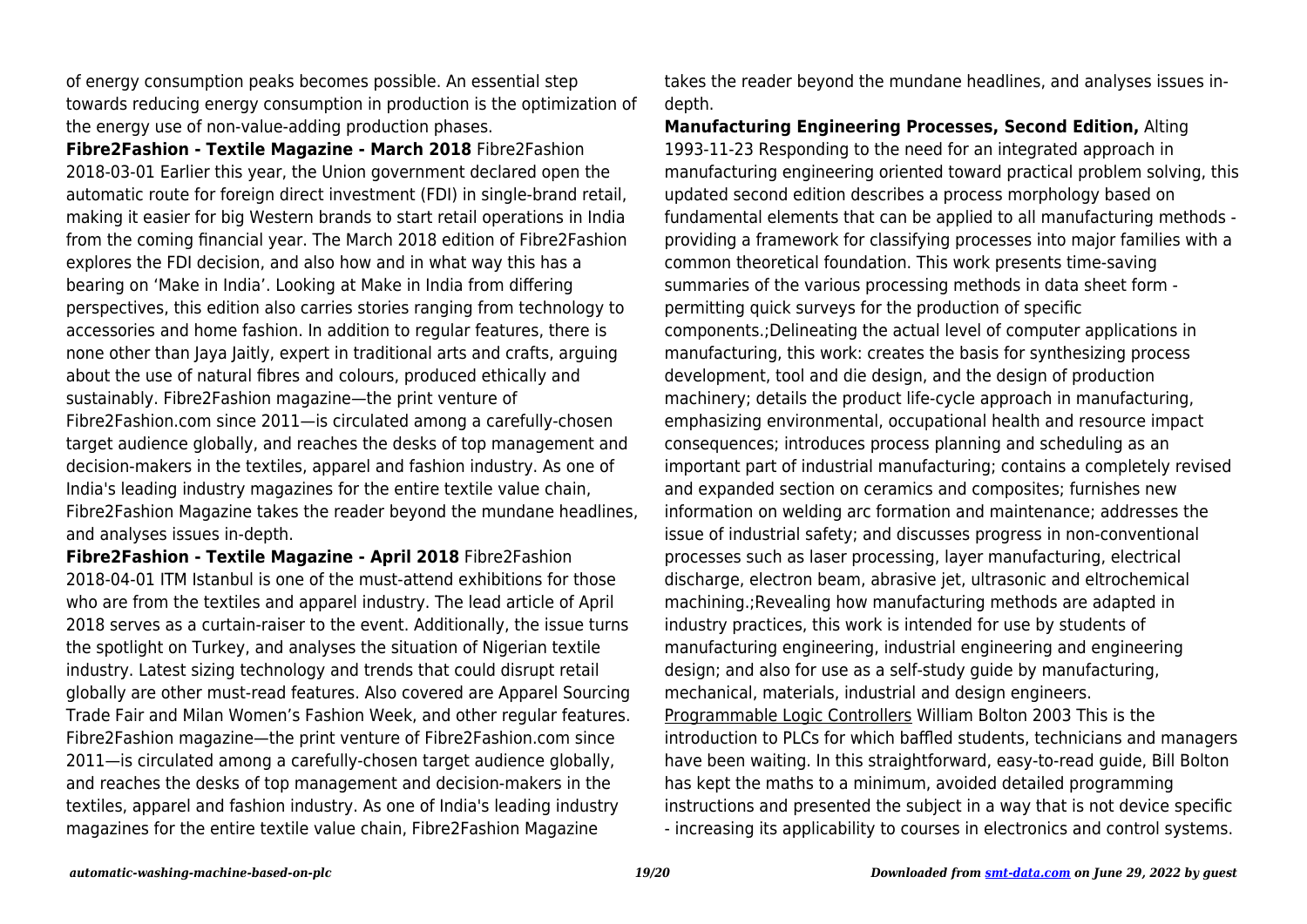of energy consumption peaks becomes possible. An essential step towards reducing energy consumption in production is the optimization of the energy use of non-value-adding production phases.

**Fibre2Fashion - Textile Magazine - March 2018** Fibre2Fashion 2018-03-01 Earlier this year, the Union government declared open the automatic route for foreign direct investment (FDI) in single-brand retail, making it easier for big Western brands to start retail operations in India from the coming financial year. The March 2018 edition of Fibre2Fashion explores the FDI decision, and also how and in what way this has a bearing on 'Make in India'. Looking at Make in India from differing perspectives, this edition also carries stories ranging from technology to accessories and home fashion. In addition to regular features, there is none other than Jaya Jaitly, expert in traditional arts and crafts, arguing about the use of natural fibres and colours, produced ethically and sustainably. Fibre2Fashion magazine—the print venture of Fibre2Fashion.com since 2011—is circulated among a carefully-chosen target audience globally, and reaches the desks of top management and decision-makers in the textiles, apparel and fashion industry. As one of India's leading industry magazines for the entire textile value chain, Fibre2Fashion Magazine takes the reader beyond the mundane headlines, and analyses issues in-depth.

**Fibre2Fashion - Textile Magazine - April 2018** Fibre2Fashion 2018-04-01 ITM Istanbul is one of the must-attend exhibitions for those who are from the textiles and apparel industry. The lead article of April 2018 serves as a curtain-raiser to the event. Additionally, the issue turns the spotlight on Turkey, and analyses the situation of Nigerian textile industry. Latest sizing technology and trends that could disrupt retail globally are other must-read features. Also covered are Apparel Sourcing Trade Fair and Milan Women's Fashion Week, and other regular features. Fibre2Fashion magazine—the print venture of Fibre2Fashion.com since 2011—is circulated among a carefully-chosen target audience globally, and reaches the desks of top management and decision-makers in the textiles, apparel and fashion industry. As one of India's leading industry magazines for the entire textile value chain, Fibre2Fashion Magazine takes the reader beyond the mundane headlines, and analyses issues in-depth.

**Manufacturing Engineering Processes, Second Edition,** Alting 1993-11-23 Responding to the need for an integrated approach in manufacturing engineering oriented toward practical problem solving, this updated second edition describes a process morphology based on fundamental elements that can be applied to all manufacturing methods - providing a framework for classifying processes into major families with a common theoretical foundation. This work presents time-saving summaries of the various processing methods in data sheet form - permitting quick surveys for the production of specific components.;Delineating the actual level of computer applications in manufacturing, this work: creates the basis for synthesizing process development, tool and die design, and the design of production machinery; details the product life-cycle approach in manufacturing, emphasizing environmental, occupational health and resource impact consequences; introduces process planning and scheduling as an important part of industrial manufacturing; contains a completely revised and expanded section on ceramics and composites; furnishes new information on welding arc formation and maintenance; addresses the issue of industrial safety; and discusses progress in non-conventional processes such as laser processing, layer manufacturing, electrical discharge, electron beam, abrasive jet, ultrasonic and eltrochemical machining.;Revealing how manufacturing methods are adapted in industry practices, this work is intended for use by students of manufacturing engineering, industrial engineering and engineering design; and also for use as a self-study guide by manufacturing, mechanical, materials, industrial and design engineers.

Programmable Logic Controllers William Bolton 2003 This is the introduction to PLCs for which baffled students, technicians and managers have been waiting. In this straightforward, easy-to-read guide, Bill Bolton has kept the maths to a minimum, avoided detailed programming instructions and presented the subject in a way that is not device specific - increasing its applicability to courses in electronics and control systems.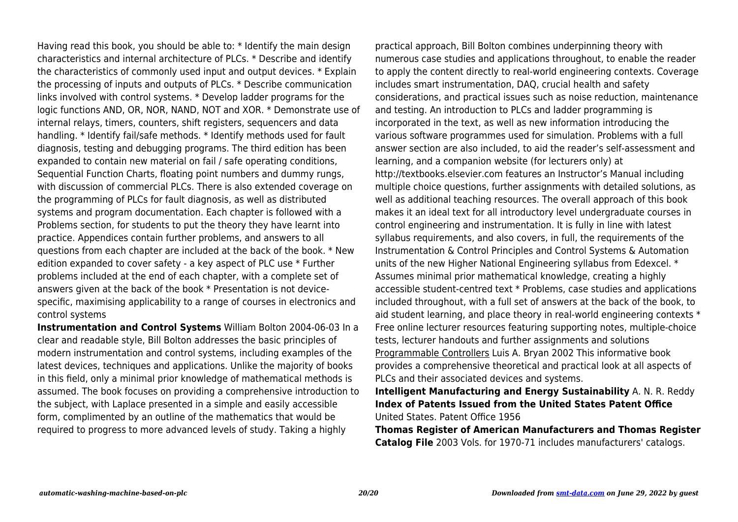Having read this book, you should be able to: * Identify the main design characteristics and internal architecture of PLCs. * Describe and identify the characteristics of commonly used input and output devices. * Explain the processing of inputs and outputs of PLCs. * Describe communication links involved with control systems. * Develop ladder programs for the logic functions AND, OR, NOR, NAND, NOT and XOR. * Demonstrate use of internal relays, timers, counters, shift registers, sequencers and data handling. * Identify fail/safe methods. * Identify methods used for fault diagnosis, testing and debugging programs. The third edition has been expanded to contain new material on fail / safe operating conditions, Sequential Function Charts, floating point numbers and dummy rungs, with discussion of commercial PLCs. There is also extended coverage on the programming of PLCs for fault diagnosis, as well as distributed systems and program documentation. Each chapter is followed with a Problems section, for students to put the theory they have learnt into practice. Appendices contain further problems, and answers to all questions from each chapter are included at the back of the book. * New edition expanded to cover safety - a key aspect of PLC use * Further problems included at the end of each chapter, with a complete set of answers given at the back of the book * Presentation is not device-specific, maximising applicability to a range of courses in electronics and control systems

**Instrumentation and Control Systems** William Bolton 2004-06-03 In a clear and readable style, Bill Bolton addresses the basic principles of modern instrumentation and control systems, including examples of the latest devices, techniques and applications. Unlike the majority of books in this field, only a minimal prior knowledge of mathematical methods is assumed. The book focuses on providing a comprehensive introduction to the subject, with Laplace presented in a simple and easily accessible form, complimented by an outline of the mathematics that would be required to progress to more advanced levels of study. Taking a highly practical approach, Bill Bolton combines underpinning theory with numerous case studies and applications throughout, to enable the reader to apply the content directly to real-world engineering contexts. Coverage includes smart instrumentation, DAQ, crucial health and safety considerations, and practical issues such as noise reduction, maintenance and testing. An introduction to PLCs and ladder programming is incorporated in the text, as well as new information introducing the various software programmes used for simulation. Problems with a full answer section are also included, to aid the reader's self-assessment and learning, and a companion website (for lecturers only) at http://textbooks.elsevier.com features an Instructor's Manual including multiple choice questions, further assignments with detailed solutions, as well as additional teaching resources. The overall approach of this book makes it an ideal text for all introductory level undergraduate courses in control engineering and instrumentation. It is fully in line with latest syllabus requirements, and also covers, in full, the requirements of the Instrumentation & Control Principles and Control Systems & Automation units of the new Higher National Engineering syllabus from Edexcel. * Assumes minimal prior mathematical knowledge, creating a highly accessible student-centred text * Problems, case studies and applications included throughout, with a full set of answers at the back of the book, to aid student learning, and place theory in real-world engineering contexts * Free online lecturer resources featuring supporting notes, multiple-choice tests, lecturer handouts and further assignments and solutions

Programmable Controllers Luis A. Bryan 2002 This informative book provides a comprehensive theoretical and practical look at all aspects of PLCs and their associated devices and systems.

**Intelligent Manufacturing and Energy Sustainability** A. N. R. Reddy

**Index of Patents Issued from the United States Patent Office** United States. Patent Office 1956

**Thomas Register of American Manufacturers and Thomas Register Catalog File** 2003 Vols. for 1970-71 includes manufacturers' catalogs.